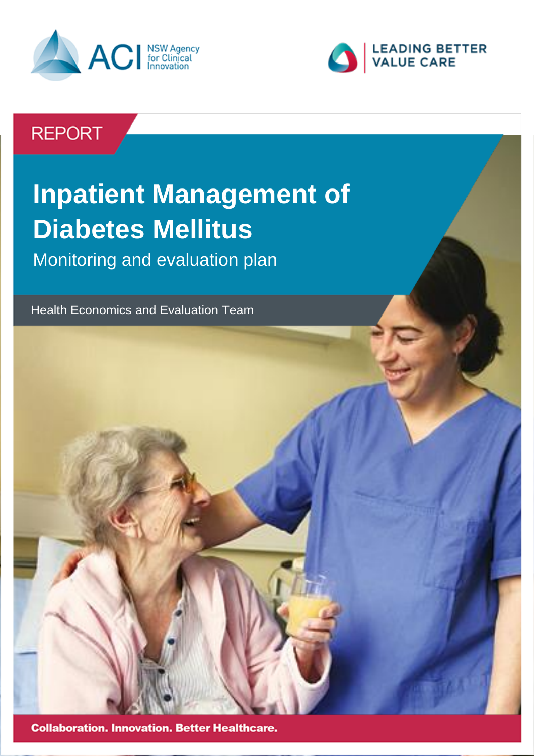ACI NSW Agency for Clinical Innovation

LEADING BETTER VALUE CARE

REPORT

# Inpatient Management of Diabetes Mellitus

## Monitoring and evaluation plan

Health Economics and Evaluation Team

**Collaboration. Innovation. Better Healthcare.**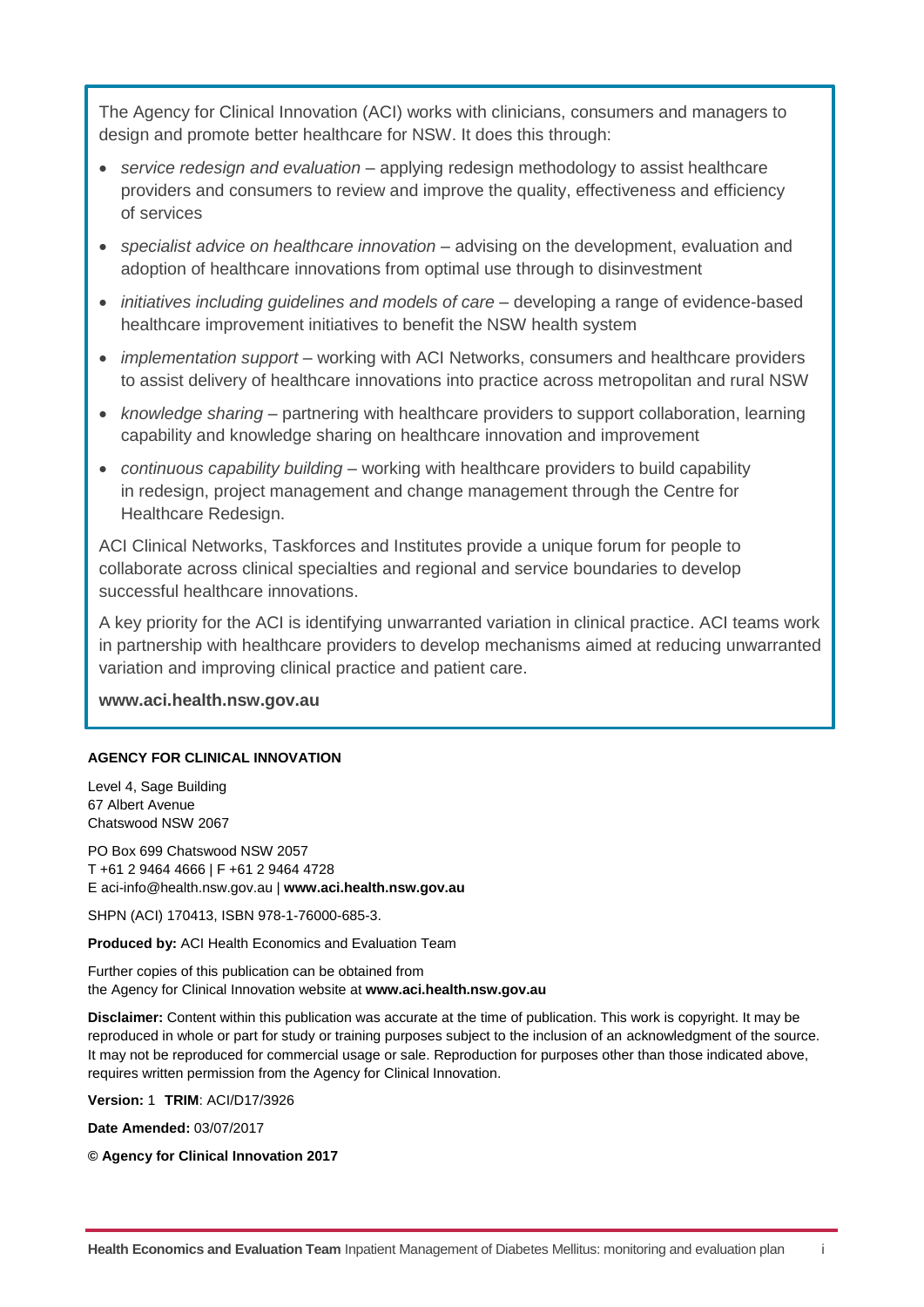The Agency for Clinical Innovation (ACI) works with clinicians, consumers and managers to design and promote better healthcare for NSW. It does this through:

- *service redesign and evaluation* – applying redesign methodology to assist healthcare providers and consumers to review and improve the quality, effectiveness and efficiency of services
- *specialist advice on healthcare innovation* – advising on the development, evaluation and adoption of healthcare innovations from optimal use through to disinvestment
- *initiatives including guidelines and models of care* – developing a range of evidence-based healthcare improvement initiatives to benefit the NSW health system
- *implementation support* – working with ACI Networks, consumers and healthcare providers to assist delivery of healthcare innovations into practice across metropolitan and rural NSW
- *knowledge sharing* – partnering with healthcare providers to support collaboration, learning capability and knowledge sharing on healthcare innovation and improvement
- *continuous capability building* – working with healthcare providers to build capability in redesign, project management and change management through the Centre for Healthcare Redesign.

ACI Clinical Networks, Taskforces and Institutes provide a unique forum for people to collaborate across clinical specialties and regional and service boundaries to develop successful healthcare innovations.

A key priority for the ACI is identifying unwarranted variation in clinical practice. ACI teams work in partnership with healthcare providers to develop mechanisms aimed at reducing unwarranted variation and improving clinical practice and patient care.

**www.aci.health.nsw.gov.au**

**AGENCY FOR CLINICAL INNOVATION**

Level 4, Sage Building
67 Albert Avenue
Chatswood NSW 2067

PO Box 699 Chatswood NSW 2057
T +61 2 9464 4666 | F +61 2 9464 4728
E aci-info@health.nsw.gov.au | **www.aci.health.nsw.gov.au**

SHPN (ACI) 170413, ISBN 978-1-76000-685-3.

**Produced by:** ACI Health Economics and Evaluation Team

Further copies of this publication can be obtained from the Agency for Clinical Innovation website at **www.aci.health.nsw.gov.au**

**Disclaimer:** Content within this publication was accurate at the time of publication. This work is copyright. It may be reproduced in whole or part for study or training purposes subject to the inclusion of an acknowledgment of the source. It may not be reproduced for commercial usage or sale. Reproduction for purposes other than those indicated above, requires written permission from the Agency for Clinical Innovation.

**Version:** 1 **TRIM**: ACI/D17/3926

**Date Amended:** 03/07/2017

**© Agency for Clinical Innovation 2017**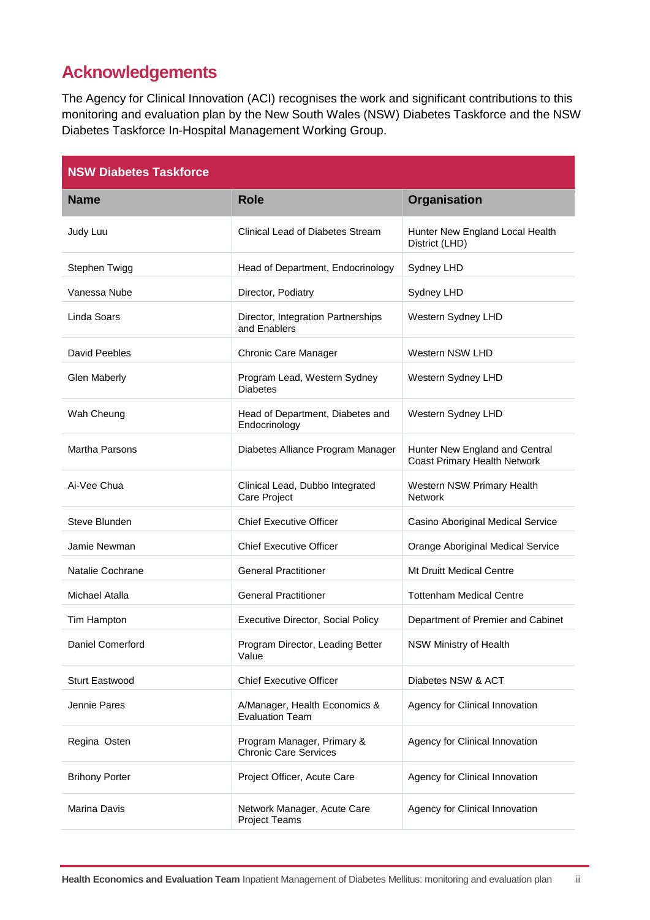# Acknowledgements

The Agency for Clinical Innovation (ACI) recognises the work and significant contributions to this monitoring and evaluation plan by the New South Wales (NSW) Diabetes Taskforce and the NSW Diabetes Taskforce In-Hospital Management Working Group.

| NSW Diabetes Taskforce | | |
|---|---|---|
| **Name** | **Role** | **Organisation** |
| Judy Luu | Clinical Lead of Diabetes Stream | Hunter New England Local Health District (LHD) |
| Stephen Twigg | Head of Department, Endocrinology | Sydney LHD |
| Vanessa Nube | Director, Podiatry | Sydney LHD |
| Linda Soars | Director, Integration Partnerships and Enablers | Western Sydney LHD |
| David Peebles | Chronic Care Manager | Western NSW LHD |
| Glen Maberly | Program Lead, Western Sydney Diabetes | Western Sydney LHD |
| Wah Cheung | Head of Department, Diabetes and Endocrinology | Western Sydney LHD |
| Martha Parsons | Diabetes Alliance Program Manager | Hunter New England and Central Coast Primary Health Network |
| Ai-Vee Chua | Clinical Lead, Dubbo Integrated Care Project | Western NSW Primary Health Network |
| Steve Blunden | Chief Executive Officer | Casino Aboriginal Medical Service |
| Jamie Newman | Chief Executive Officer | Orange Aboriginal Medical Service |
| Natalie Cochrane | General Practitioner | Mt Druitt Medical Centre |
| Michael Atalla | General Practitioner | Tottenham Medical Centre |
| Tim Hampton | Executive Director, Social Policy | Department of Premier and Cabinet |
| Daniel Comerford | Program Director, Leading Better Value | NSW Ministry of Health |
| Sturt Eastwood | Chief Executive Officer | Diabetes NSW & ACT |
| Jennie Pares | A/Manager, Health Economics & Evaluation Team | Agency for Clinical Innovation |
| Regina Osten | Program Manager, Primary & Chronic Care Services | Agency for Clinical Innovation |
| Brihony Porter | Project Officer, Acute Care | Agency for Clinical Innovation |
| Marina Davis | Network Manager, Acute Care Project Teams | Agency for Clinical Innovation |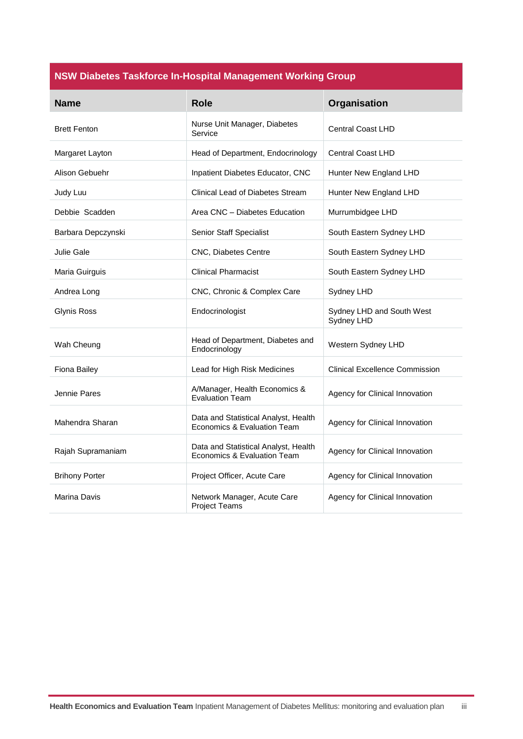| NSW Diabetes Taskforce In-Hospital Management Working Group | | |
|---|---|---|
| **Name** | **Role** | **Organisation** |
| Brett Fenton | Nurse Unit Manager, Diabetes Service | Central Coast LHD |
| Margaret Layton | Head of Department, Endocrinology | Central Coast LHD |
| Alison Gebuehr | Inpatient Diabetes Educator, CNC | Hunter New England LHD |
| Judy Luu | Clinical Lead of Diabetes Stream | Hunter New England LHD |
| Debbie Scadden | Area CNC – Diabetes Education | Murrumbidgee LHD |
| Barbara Depczynski | Senior Staff Specialist | South Eastern Sydney LHD |
| Julie Gale | CNC, Diabetes Centre | South Eastern Sydney LHD |
| Maria Guirguis | Clinical Pharmacist | South Eastern Sydney LHD |
| Andrea Long | CNC, Chronic & Complex Care | Sydney LHD |
| Glynis Ross | Endocrinologist | Sydney LHD and South West Sydney LHD |
| Wah Cheung | Head of Department, Diabetes and Endocrinology | Western Sydney LHD |
| Fiona Bailey | Lead for High Risk Medicines | Clinical Excellence Commission |
| Jennie Pares | A/Manager, Health Economics & Evaluation Team | Agency for Clinical Innovation |
| Mahendra Sharan | Data and Statistical Analyst, Health Economics & Evaluation Team | Agency for Clinical Innovation |
| Rajah Supramaniam | Data and Statistical Analyst, Health Economics & Evaluation Team | Agency for Clinical Innovation |
| Brihony Porter | Project Officer, Acute Care | Agency for Clinical Innovation |
| Marina Davis | Network Manager, Acute Care Project Teams | Agency for Clinical Innovation |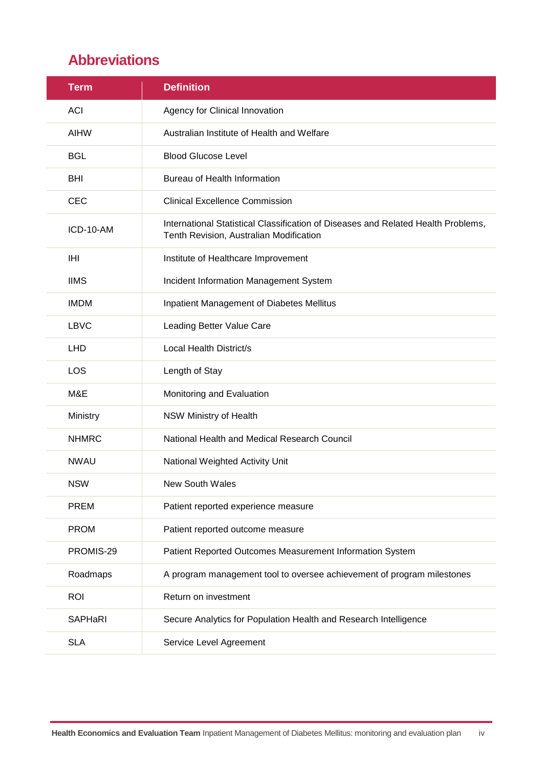## Abbreviations

| Term | Definition |
|---|---|
| ACI | Agency for Clinical Innovation |
| AIHW | Australian Institute of Health and Welfare |
| BGL | Blood Glucose Level |
| BHI | Bureau of Health Information |
| CEC | Clinical Excellence Commission |
| ICD-10-AM | International Statistical Classification of Diseases and Related Health Problems, Tenth Revision, Australian Modification |
| IHI | Institute of Healthcare Improvement |
| IIMS | Incident Information Management System |
| IMDM | Inpatient Management of Diabetes Mellitus |
| LBVC | Leading Better Value Care |
| LHD | Local Health District/s |
| LOS | Length of Stay |
| M&E | Monitoring and Evaluation |
| Ministry | NSW Ministry of Health |
| NHMRC | National Health and Medical Research Council |
| NWAU | National Weighted Activity Unit |
| NSW | New South Wales |
| PREM | Patient reported experience measure |
| PROM | Patient reported outcome measure |
| PROMIS-29 | Patient Reported Outcomes Measurement Information System |
| Roadmaps | A program management tool to oversee achievement of program milestones |
| ROI | Return on investment |
| SAPHaRI | Secure Analytics for Population Health and Research Intelligence |
| SLA | Service Level Agreement |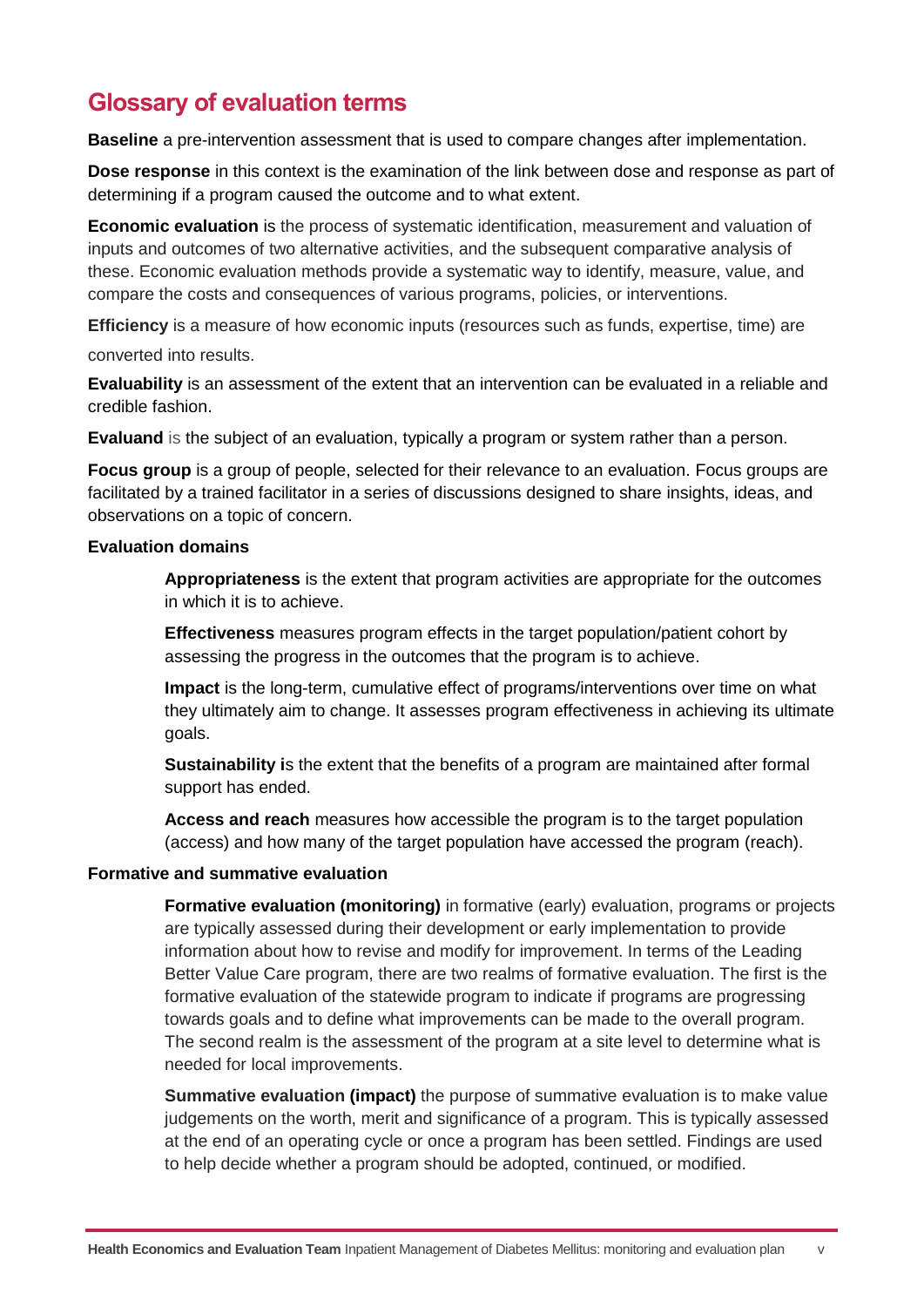## Glossary of evaluation terms

**Baseline** a pre-intervention assessment that is used to compare changes after implementation.

**Dose response** in this context is the examination of the link between dose and response as part of determining if a program caused the outcome and to what extent.

**Economic evaluation** is the process of systematic identification, measurement and valuation of inputs and outcomes of two alternative activities, and the subsequent comparative analysis of these. Economic evaluation methods provide a systematic way to identify, measure, value, and compare the costs and consequences of various programs, policies, or interventions.

**Efficiency** is a measure of how economic inputs (resources such as funds, expertise, time) are converted into results.

**Evaluability** is an assessment of the extent that an intervention can be evaluated in a reliable and credible fashion.

**Evaluand** is the subject of an evaluation, typically a program or system rather than a person.

**Focus group** is a group of people, selected for their relevance to an evaluation. Focus groups are facilitated by a trained facilitator in a series of discussions designed to share insights, ideas, and observations on a topic of concern.

**Evaluation domains**

> **Appropriateness** is the extent that program activities are appropriate for the outcomes in which it is to achieve.
>
> **Effectiveness** measures program effects in the target population/patient cohort by assessing the progress in the outcomes that the program is to achieve.
>
> **Impact** is the long-term, cumulative effect of programs/interventions over time on what they ultimately aim to change. It assesses program effectiveness in achieving its ultimate goals.
>
> **Sustainability i**s the extent that the benefits of a program are maintained after formal support has ended.
>
> **Access and reach** measures how accessible the program is to the target population (access) and how many of the target population have accessed the program (reach).

**Formative and summative evaluation**

> **Formative evaluation (monitoring)** in formative (early) evaluation, programs or projects are typically assessed during their development or early implementation to provide information about how to revise and modify for improvement. In terms of the Leading Better Value Care program, there are two realms of formative evaluation. The first is the formative evaluation of the statewide program to indicate if programs are progressing towards goals and to define what improvements can be made to the overall program. The second realm is the assessment of the program at a site level to determine what is needed for local improvements.
>
> **Summative evaluation (impact)** the purpose of summative evaluation is to make value judgements on the worth, merit and significance of a program. This is typically assessed at the end of an operating cycle or once a program has been settled. Findings are used to help decide whether a program should be adopted, continued, or modified.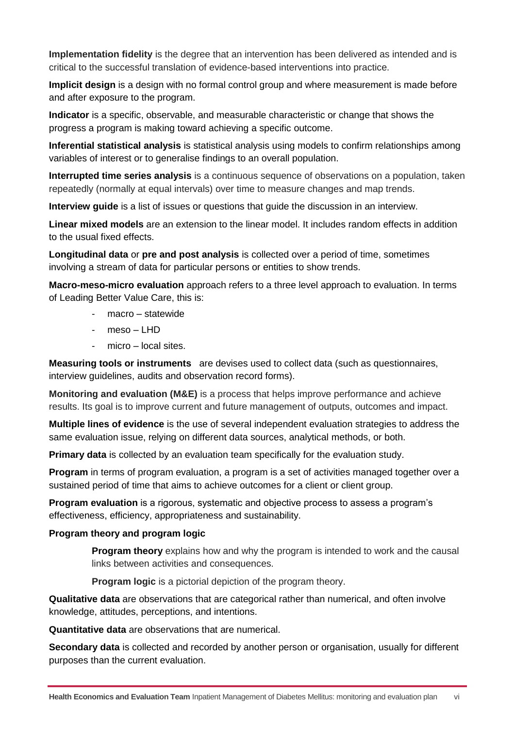**Implementation fidelity** is the degree that an intervention has been delivered as intended and is critical to the successful translation of evidence-based interventions into practice.

**Implicit design** is a design with no formal control group and where measurement is made before and after exposure to the program.

**Indicator** is a specific, observable, and measurable characteristic or change that shows the progress a program is making toward achieving a specific outcome.

**Inferential statistical analysis** is statistical analysis using models to confirm relationships among variables of interest or to generalise findings to an overall population.

**Interrupted time series analysis** is a continuous sequence of observations on a population, taken repeatedly (normally at equal intervals) over time to measure changes and map trends.

**Interview guide** is a list of issues or questions that guide the discussion in an interview.

**Linear mixed models** are an extension to the linear model. It includes random effects in addition to the usual fixed effects.

**Longitudinal data** or **pre and post analysis** is collected over a period of time, sometimes involving a stream of data for particular persons or entities to show trends.

**Macro-meso-micro evaluation** approach refers to a three level approach to evaluation. In terms of Leading Better Value Care, this is:

- macro – statewide
- meso – LHD
- micro – local sites.

**Measuring tools or instruments** are devises used to collect data (such as questionnaires, interview guidelines, audits and observation record forms).

**Monitoring and evaluation (M&E)** is a process that helps improve performance and achieve results. Its goal is to improve current and future management of outputs, outcomes and impact.

**Multiple lines of evidence** is the use of several independent evaluation strategies to address the same evaluation issue, relying on different data sources, analytical methods, or both.

**Primary data** is collected by an evaluation team specifically for the evaluation study.

**Program** in terms of program evaluation, a program is a set of activities managed together over a sustained period of time that aims to achieve outcomes for a client or client group.

**Program evaluation** is a rigorous, systematic and objective process to assess a program's effectiveness, efficiency, appropriateness and sustainability.

**Program theory and program logic**

> **Program theory** explains how and why the program is intended to work and the causal links between activities and consequences.
>
> **Program logic** is a pictorial depiction of the program theory.

**Qualitative data** are observations that are categorical rather than numerical, and often involve knowledge, attitudes, perceptions, and intentions.

**Quantitative data** are observations that are numerical.

**Secondary data** is collected and recorded by another person or organisation, usually for different purposes than the current evaluation.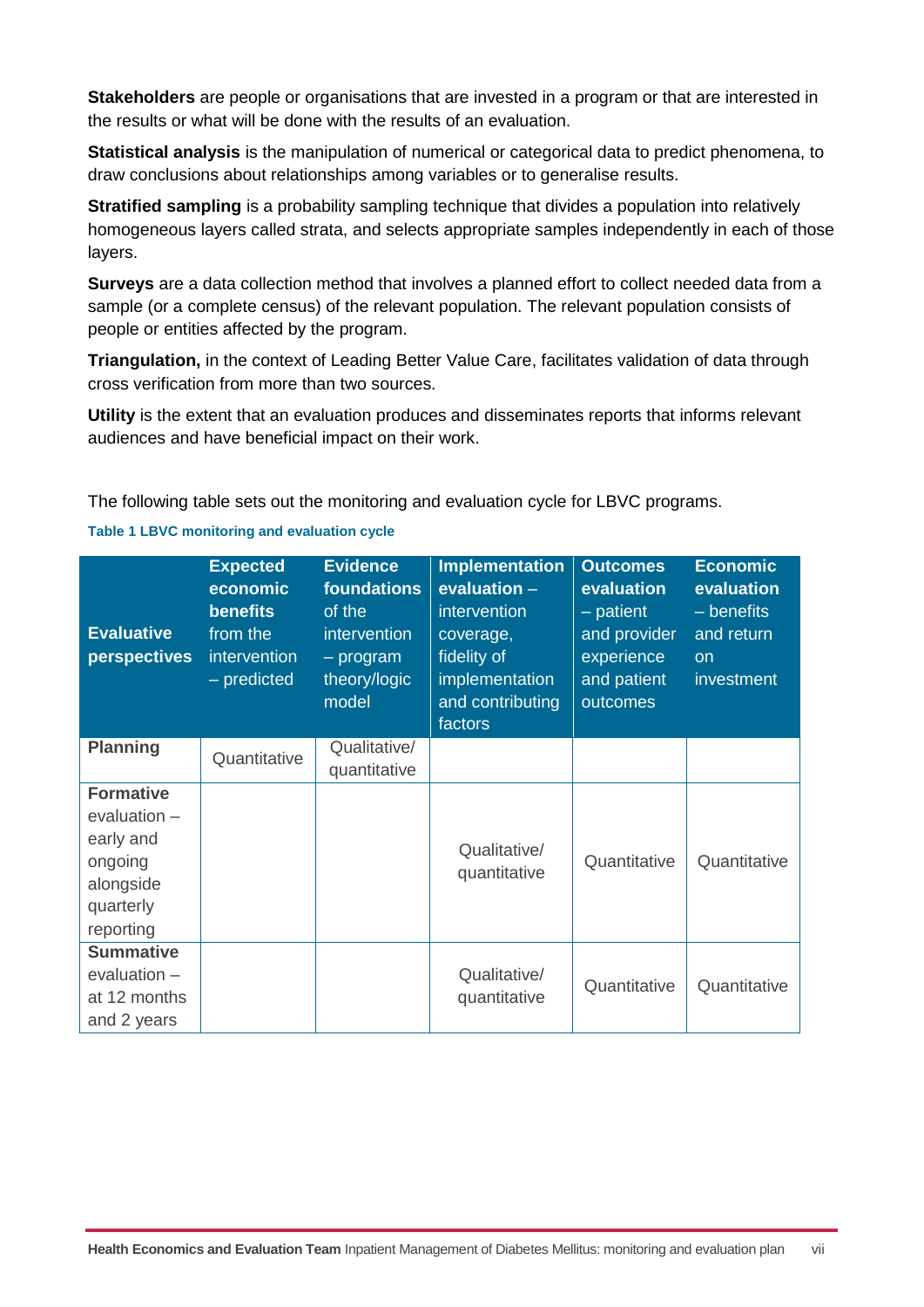**Stakeholders** are people or organisations that are invested in a program or that are interested in the results or what will be done with the results of an evaluation.

**Statistical analysis** is the manipulation of numerical or categorical data to predict phenomena, to draw conclusions about relationships among variables or to generalise results.

**Stratified sampling** is a probability sampling technique that divides a population into relatively homogeneous layers called strata, and selects appropriate samples independently in each of those layers.

**Surveys** are a data collection method that involves a planned effort to collect needed data from a sample (or a complete census) of the relevant population. The relevant population consists of people or entities affected by the program.

**Triangulation,** in the context of Leading Better Value Care, facilitates validation of data through cross verification from more than two sources.

**Utility** is the extent that an evaluation produces and disseminates reports that informs relevant audiences and have beneficial impact on their work.

The following table sets out the monitoring and evaluation cycle for LBVC programs.

**Table 1 LBVC monitoring and evaluation cycle**

| **Evaluative perspectives** | **Expected economic benefits** from the intervention – predicted | **Evidence foundations** of the intervention – program theory/logic model | **Implementation evaluation** – intervention coverage, fidelity of implementation and contributing factors | **Outcomes evaluation** – patient and provider experience and patient outcomes | **Economic evaluation** – benefits and return on investment |
|---|---|---|---|---|---|
| **Planning** | Quantitative | Qualitative/ quantitative | | | |
| **Formative** evaluation – early and ongoing alongside quarterly reporting | | | Qualitative/ quantitative | Quantitative | Quantitative |
| **Summative** evaluation – at 12 months and 2 years | | | Qualitative/ quantitative | Quantitative | Quantitative |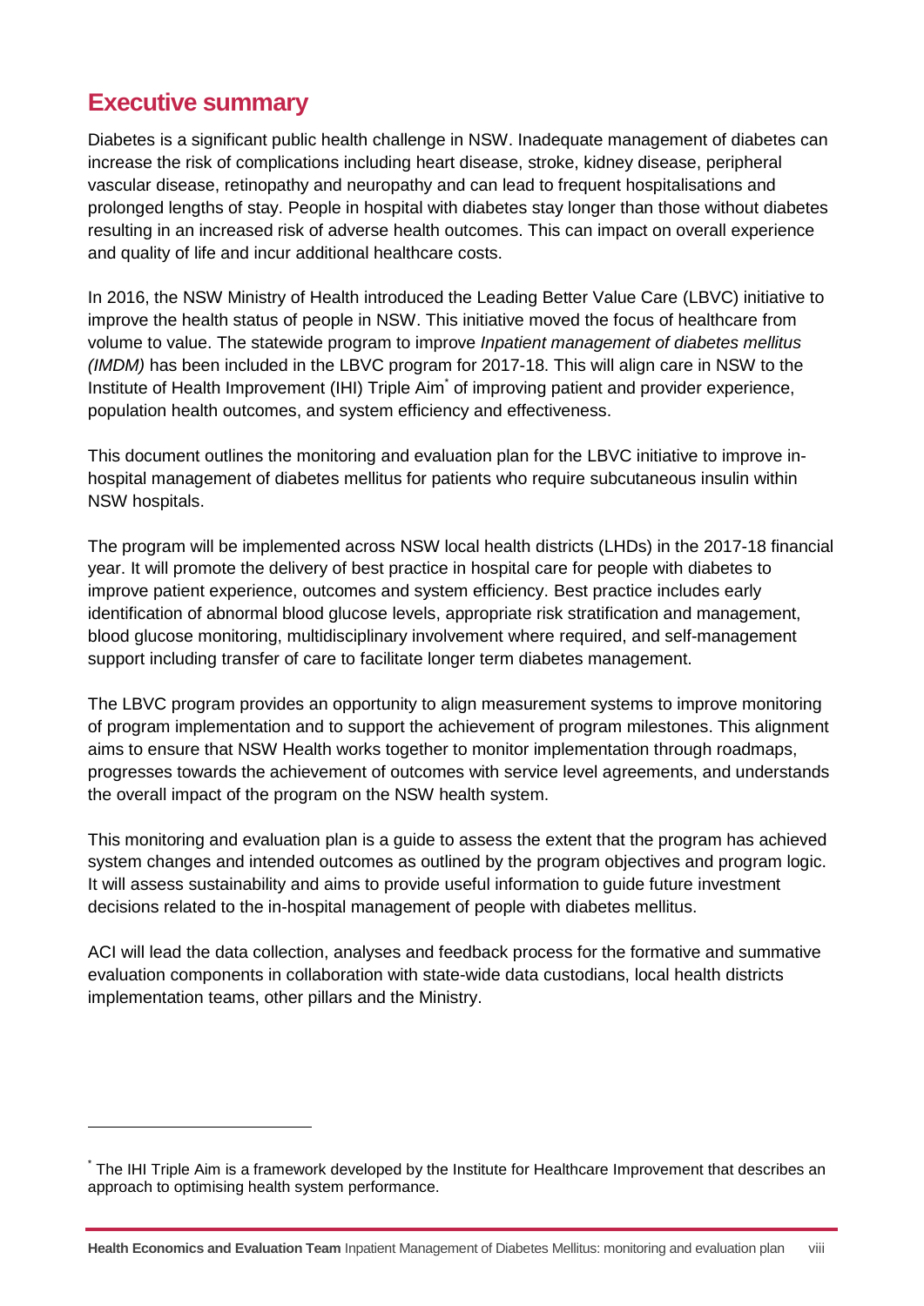## Executive summary

Diabetes is a significant public health challenge in NSW. Inadequate management of diabetes can increase the risk of complications including heart disease, stroke, kidney disease, peripheral vascular disease, retinopathy and neuropathy and can lead to frequent hospitalisations and prolonged lengths of stay. People in hospital with diabetes stay longer than those without diabetes resulting in an increased risk of adverse health outcomes. This can impact on overall experience and quality of life and incur additional healthcare costs.

In 2016, the NSW Ministry of Health introduced the Leading Better Value Care (LBVC) initiative to improve the health status of people in NSW. This initiative moved the focus of healthcare from volume to value. The statewide program to improve *Inpatient management of diabetes mellitus (IMDM)* has been included in the LBVC program for 2017-18. This will align care in NSW to the Institute of Health Improvement (IHI) Triple Aim[*] of improving patient and provider experience, population health outcomes, and system efficiency and effectiveness.

This document outlines the monitoring and evaluation plan for the LBVC initiative to improve in-hospital management of diabetes mellitus for patients who require subcutaneous insulin within NSW hospitals.

The program will be implemented across NSW local health districts (LHDs) in the 2017-18 financial year. It will promote the delivery of best practice in hospital care for people with diabetes to improve patient experience, outcomes and system efficiency. Best practice includes early identification of abnormal blood glucose levels, appropriate risk stratification and management, blood glucose monitoring, multidisciplinary involvement where required, and self-management support including transfer of care to facilitate longer term diabetes management.

The LBVC program provides an opportunity to align measurement systems to improve monitoring of program implementation and to support the achievement of program milestones. This alignment aims to ensure that NSW Health works together to monitor implementation through roadmaps, progresses towards the achievement of outcomes with service level agreements, and understands the overall impact of the program on the NSW health system.

This monitoring and evaluation plan is a guide to assess the extent that the program has achieved system changes and intended outcomes as outlined by the program objectives and program logic. It will assess sustainability and aims to provide useful information to guide future investment decisions related to the in-hospital management of people with diabetes mellitus.

ACI will lead the data collection, analyses and feedback process for the formative and summative evaluation components in collaboration with state-wide data custodians, local health districts implementation teams, other pillars and the Ministry.

---

[*] The IHI Triple Aim is a framework developed by the Institute for Healthcare Improvement that describes an approach to optimising health system performance.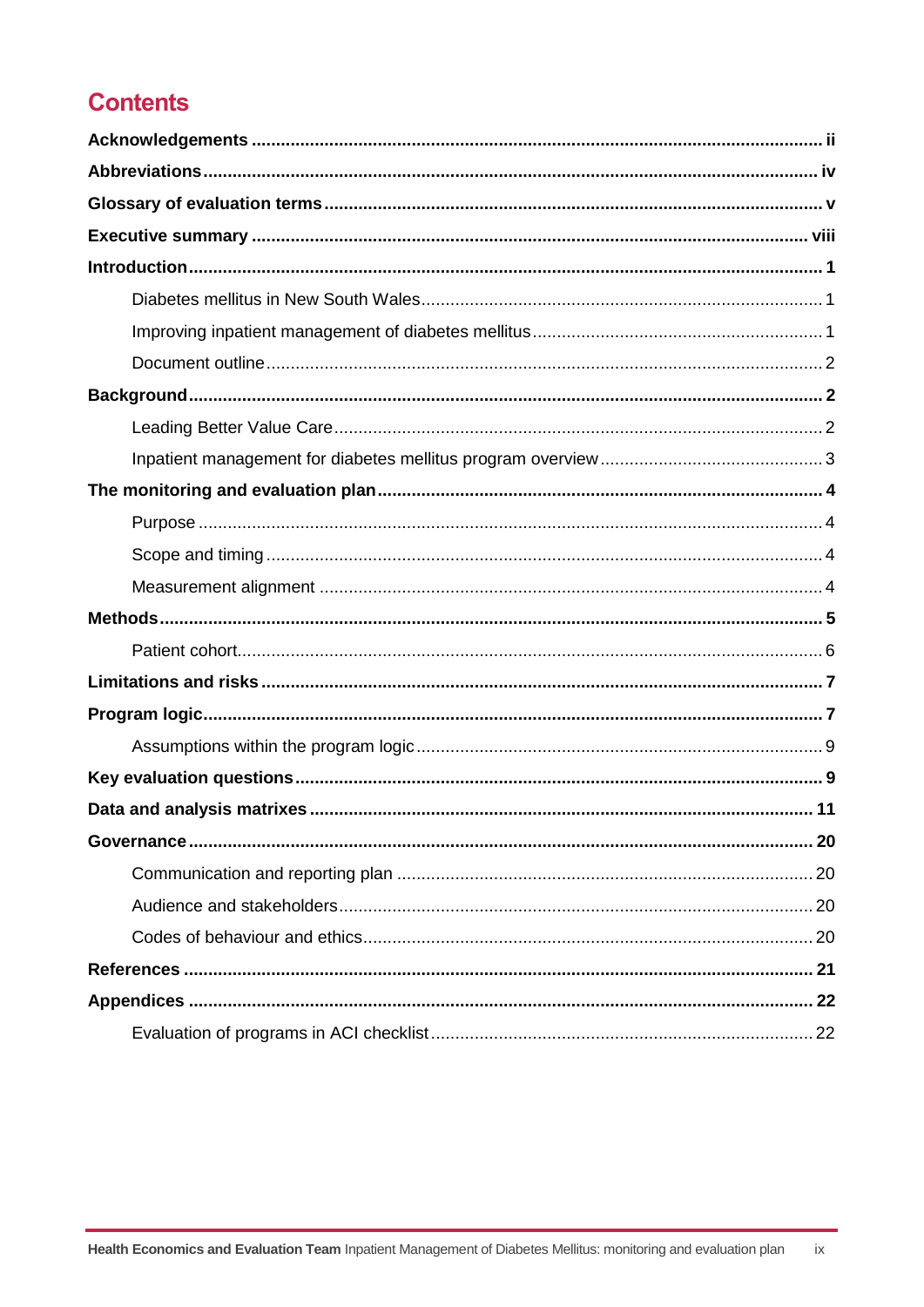## Contents

**Acknowledgements** ..... **ii**

**Abbreviations** ..... **iv**

**Glossary of evaluation terms** ..... **v**

**Executive summary** ..... **viii**

**Introduction** ..... **1**

- Diabetes mellitus in New South Wales ..... 1
- Improving inpatient management of diabetes mellitus ..... 1
- Document outline ..... 2

**Background** ..... **2**

- Leading Better Value Care ..... 2
- Inpatient management for diabetes mellitus program overview ..... 3

**The monitoring and evaluation plan** ..... **4**

- Purpose ..... 4
- Scope and timing ..... 4
- Measurement alignment ..... 4

**Methods** ..... **5**

- Patient cohort ..... 6

**Limitations and risks** ..... **7**

**Program logic** ..... **7**

- Assumptions within the program logic ..... 9

**Key evaluation questions** ..... **9**

**Data and analysis matrixes** ..... **11**

**Governance** ..... **20**

- Communication and reporting plan ..... 20
- Audience and stakeholders ..... 20
- Codes of behaviour and ethics ..... 20

**References** ..... **21**

**Appendices** ..... **22**

- Evaluation of programs in ACI checklist ..... 22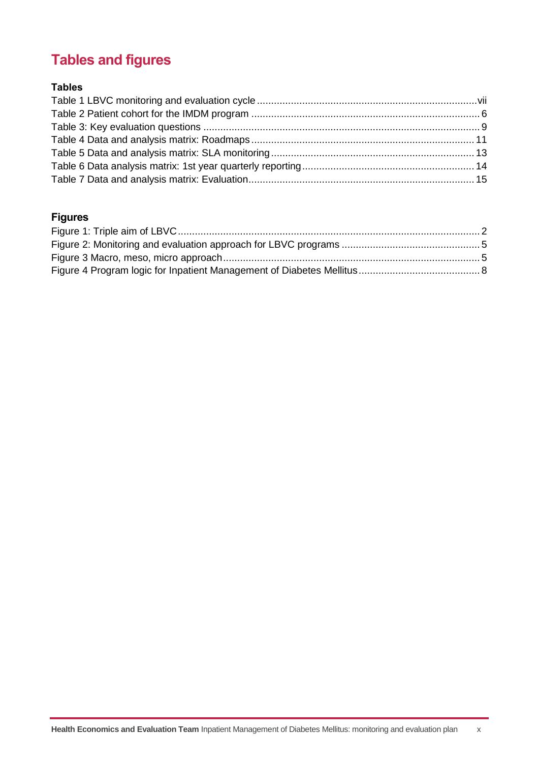# Tables and figures

### Tables

Table 1 LBVC monitoring and evaluation cycle ........ vii
Table 2 Patient cohort for the IMDM program ........ 6
Table 3: Key evaluation questions ........ 9
Table 4 Data and analysis matrix: Roadmaps ........ 11
Table 5 Data and analysis matrix: SLA monitoring ........ 13
Table 6 Data analysis matrix: 1st year quarterly reporting ........ 14
Table 7 Data and analysis matrix: Evaluation ........ 15

### Figures

Figure 1: Triple aim of LBVC ........ 2
Figure 2: Monitoring and evaluation approach for LBVC programs ........ 5
Figure 3 Macro, meso, micro approach ........ 5
Figure 4 Program logic for Inpatient Management of Diabetes Mellitus ........ 8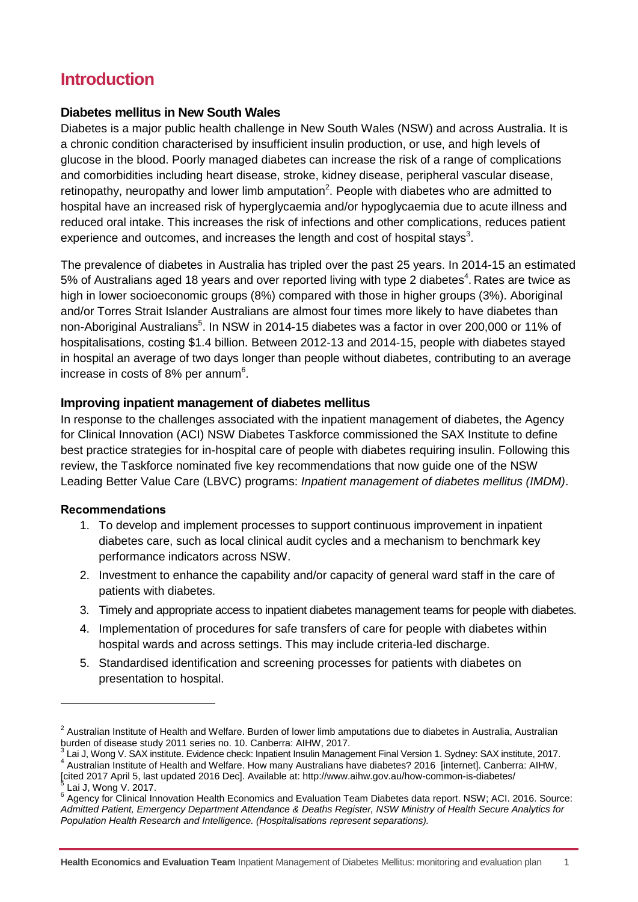# Introduction

### Diabetes mellitus in New South Wales

Diabetes is a major public health challenge in New South Wales (NSW) and across Australia. It is a chronic condition characterised by insufficient insulin production, or use, and high levels of glucose in the blood. Poorly managed diabetes can increase the risk of a range of complications and comorbidities including heart disease, stroke, kidney disease, peripheral vascular disease, retinopathy, neuropathy and lower limb amputation[2]. People with diabetes who are admitted to hospital have an increased risk of hyperglycaemia and/or hypoglycaemia due to acute illness and reduced oral intake. This increases the risk of infections and other complications, reduces patient experience and outcomes, and increases the length and cost of hospital stays[3].

The prevalence of diabetes in Australia has tripled over the past 25 years. In 2014-15 an estimated 5% of Australians aged 18 years and over reported living with type 2 diabetes[4]. Rates are twice as high in lower socioeconomic groups (8%) compared with those in higher groups (3%). Aboriginal and/or Torres Strait Islander Australians are almost four times more likely to have diabetes than non-Aboriginal Australians[5]. In NSW in 2014-15 diabetes was a factor in over 200,000 or 11% of hospitalisations, costing $1.4 billion. Between 2012-13 and 2014-15, people with diabetes stayed in hospital an average of two days longer than people without diabetes, contributing to an average increase in costs of 8% per annum[6].

### Improving inpatient management of diabetes mellitus

In response to the challenges associated with the inpatient management of diabetes, the Agency for Clinical Innovation (ACI) NSW Diabetes Taskforce commissioned the SAX Institute to define best practice strategies for in-hospital care of people with diabetes requiring insulin. Following this review, the Taskforce nominated five key recommendations that now guide one of the NSW Leading Better Value Care (LBVC) programs: *Inpatient management of diabetes mellitus (IMDM)*.

#### Recommendations

1. To develop and implement processes to support continuous improvement in inpatient diabetes care, such as local clinical audit cycles and a mechanism to benchmark key performance indicators across NSW.
2. Investment to enhance the capability and/or capacity of general ward staff in the care of patients with diabetes.
3. Timely and appropriate access to inpatient diabetes management teams for people with diabetes.
4. Implementation of procedures for safe transfers of care for people with diabetes within hospital wards and across settings. This may include criteria-led discharge.
5. Standardised identification and screening processes for patients with diabetes on presentation to hospital.

---

[2] Australian Institute of Health and Welfare. Burden of lower limb amputations due to diabetes in Australia, Australian burden of disease study 2011 series no. 10. Canberra: AIHW, 2017.

[3] Lai J, Wong V. SAX institute. Evidence check: Inpatient Insulin Management Final Version 1. Sydney: SAX institute, 2017.

[4] Australian Institute of Health and Welfare. How many Australians have diabetes? 2016 [internet]. Canberra: AIHW, [cited 2017 April 5, last updated 2016 Dec]. Available at: http://www.aihw.gov.au/how-common-is-diabetes/

[5] Lai J, Wong V. 2017.

[6] Agency for Clinical Innovation Health Economics and Evaluation Team Diabetes data report. NSW; ACI. 2016. Source: *Admitted Patient, Emergency Department Attendance & Deaths Register, NSW Ministry of Health Secure Analytics for Population Health Research and Intelligence. (Hospitalisations represent separations).*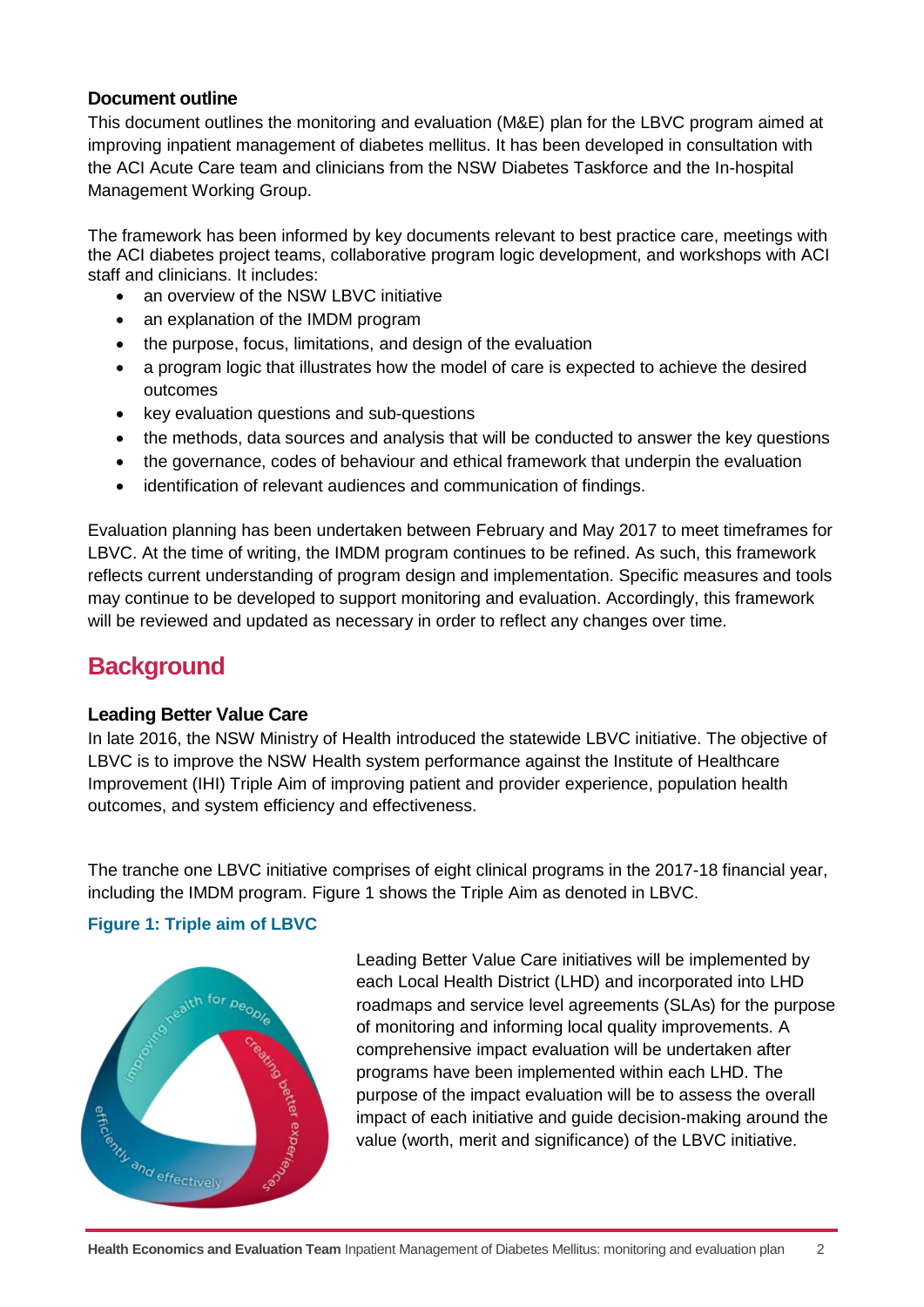### Document outline

This document outlines the monitoring and evaluation (M&E) plan for the LBVC program aimed at improving inpatient management of diabetes mellitus. It has been developed in consultation with the ACI Acute Care team and clinicians from the NSW Diabetes Taskforce and the In-hospital Management Working Group.

The framework has been informed by key documents relevant to best practice care, meetings with the ACI diabetes project teams, collaborative program logic development, and workshops with ACI staff and clinicians. It includes:

- an overview of the NSW LBVC initiative
- an explanation of the IMDM program
- the purpose, focus, limitations, and design of the evaluation
- a program logic that illustrates how the model of care is expected to achieve the desired outcomes
- key evaluation questions and sub-questions
- the methods, data sources and analysis that will be conducted to answer the key questions
- the governance, codes of behaviour and ethical framework that underpin the evaluation
- identification of relevant audiences and communication of findings.

Evaluation planning has been undertaken between February and May 2017 to meet timeframes for LBVC. At the time of writing, the IMDM program continues to be refined. As such, this framework reflects current understanding of program design and implementation. Specific measures and tools may continue to be developed to support monitoring and evaluation. Accordingly, this framework will be reviewed and updated as necessary in order to reflect any changes over time.

## Background

### Leading Better Value Care

In late 2016, the NSW Ministry of Health introduced the statewide LBVC initiative. The objective of LBVC is to improve the NSW Health system performance against the Institute of Healthcare Improvement (IHI) Triple Aim of improving patient and provider experience, population health outcomes, and system efficiency and effectiveness.

The tranche one LBVC initiative comprises of eight clinical programs in the 2017-18 financial year, including the IMDM program. Figure 1 shows the Triple Aim as denoted in LBVC.

**Figure 1: Triple aim of LBVC**

improving health for people | creating better experiences | efficiently and effectively

Leading Better Value Care initiatives will be implemented by each Local Health District (LHD) and incorporated into LHD roadmaps and service level agreements (SLAs) for the purpose of monitoring and informing local quality improvements. A comprehensive impact evaluation will be undertaken after programs have been implemented within each LHD. The purpose of the impact evaluation will be to assess the overall impact of each initiative and guide decision-making around the value (worth, merit and significance) of the LBVC initiative.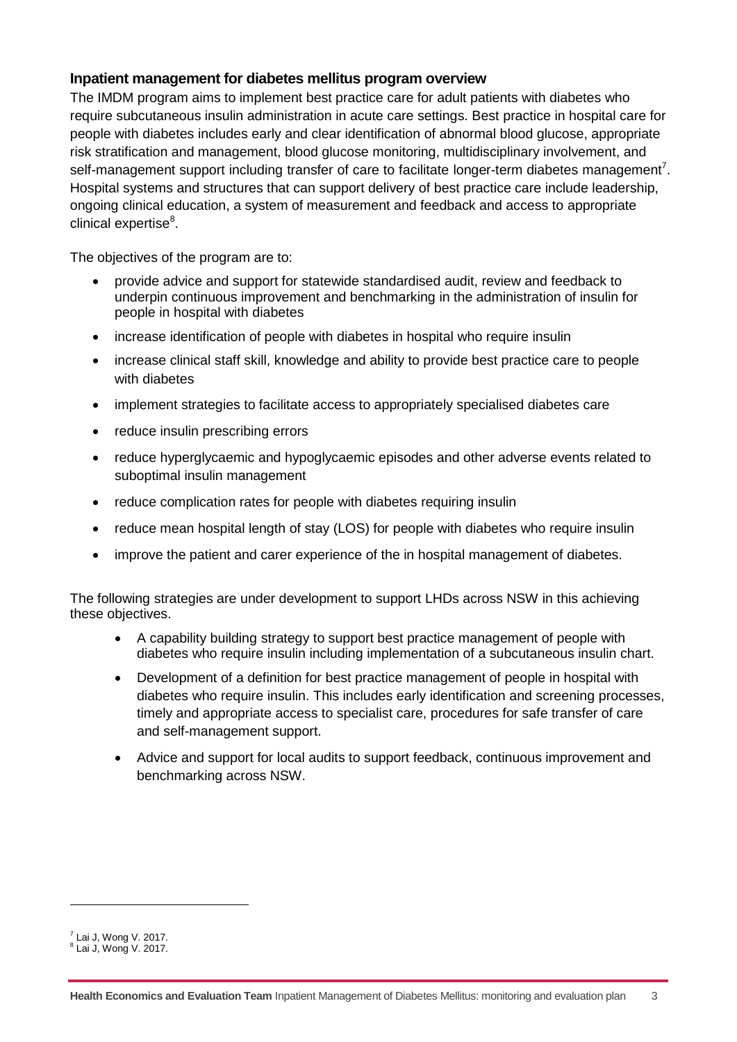### Inpatient management for diabetes mellitus program overview

The IMDM program aims to implement best practice care for adult patients with diabetes who require subcutaneous insulin administration in acute care settings. Best practice in hospital care for people with diabetes includes early and clear identification of abnormal blood glucose, appropriate risk stratification and management, blood glucose monitoring, multidisciplinary involvement, and self-management support including transfer of care to facilitate longer-term diabetes management[7]. Hospital systems and structures that can support delivery of best practice care include leadership, ongoing clinical education, a system of measurement and feedback and access to appropriate clinical expertise[8].

The objectives of the program are to:

- provide advice and support for statewide standardised audit, review and feedback to underpin continuous improvement and benchmarking in the administration of insulin for people in hospital with diabetes
- increase identification of people with diabetes in hospital who require insulin
- increase clinical staff skill, knowledge and ability to provide best practice care to people with diabetes
- implement strategies to facilitate access to appropriately specialised diabetes care
- reduce insulin prescribing errors
- reduce hyperglycaemic and hypoglycaemic episodes and other adverse events related to suboptimal insulin management
- reduce complication rates for people with diabetes requiring insulin
- reduce mean hospital length of stay (LOS) for people with diabetes who require insulin
- improve the patient and carer experience of the in hospital management of diabetes.

The following strategies are under development to support LHDs across NSW in this achieving these objectives.

- A capability building strategy to support best practice management of people with diabetes who require insulin including implementation of a subcutaneous insulin chart.
- Development of a definition for best practice management of people in hospital with diabetes who require insulin. This includes early identification and screening processes, timely and appropriate access to specialist care, procedures for safe transfer of care and self-management support.
- Advice and support for local audits to support feedback, continuous improvement and benchmarking across NSW.

[7] Lai J, Wong V. 2017.
[8] Lai J, Wong V. 2017.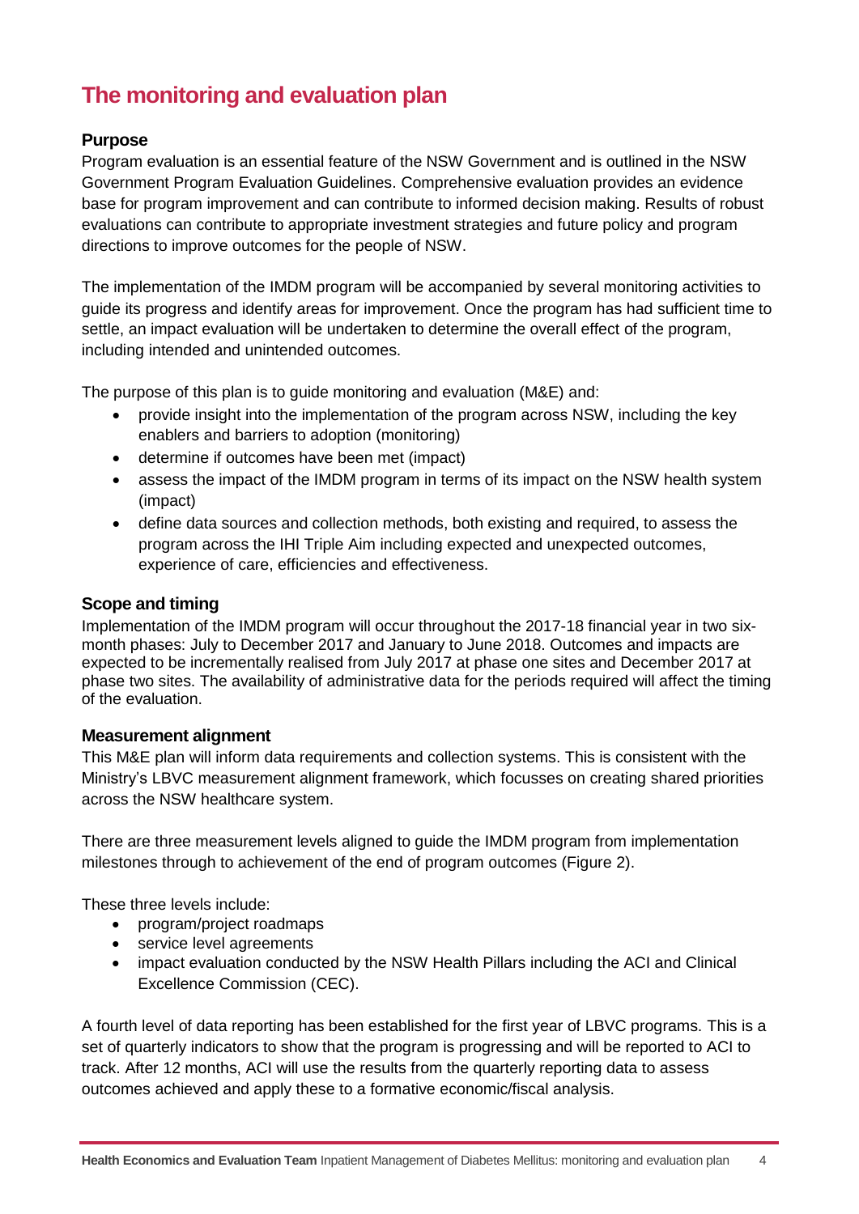# The monitoring and evaluation plan

### Purpose

Program evaluation is an essential feature of the NSW Government and is outlined in the NSW Government Program Evaluation Guidelines. Comprehensive evaluation provides an evidence base for program improvement and can contribute to informed decision making. Results of robust evaluations can contribute to appropriate investment strategies and future policy and program directions to improve outcomes for the people of NSW.

The implementation of the IMDM program will be accompanied by several monitoring activities to guide its progress and identify areas for improvement. Once the program has had sufficient time to settle, an impact evaluation will be undertaken to determine the overall effect of the program, including intended and unintended outcomes.

The purpose of this plan is to guide monitoring and evaluation (M&E) and:

- provide insight into the implementation of the program across NSW, including the key enablers and barriers to adoption (monitoring)
- determine if outcomes have been met (impact)
- assess the impact of the IMDM program in terms of its impact on the NSW health system (impact)
- define data sources and collection methods, both existing and required, to assess the program across the IHI Triple Aim including expected and unexpected outcomes, experience of care, efficiencies and effectiveness.

### Scope and timing

Implementation of the IMDM program will occur throughout the 2017-18 financial year in two six-month phases: July to December 2017 and January to June 2018. Outcomes and impacts are expected to be incrementally realised from July 2017 at phase one sites and December 2017 at phase two sites. The availability of administrative data for the periods required will affect the timing of the evaluation.

### Measurement alignment

This M&E plan will inform data requirements and collection systems. This is consistent with the Ministry's LBVC measurement alignment framework, which focusses on creating shared priorities across the NSW healthcare system.

There are three measurement levels aligned to guide the IMDM program from implementation milestones through to achievement of the end of program outcomes (Figure 2).

These three levels include:

- program/project roadmaps
- service level agreements
- impact evaluation conducted by the NSW Health Pillars including the ACI and Clinical Excellence Commission (CEC).

A fourth level of data reporting has been established for the first year of LBVC programs. This is a set of quarterly indicators to show that the program is progressing and will be reported to ACI to track. After 12 months, ACI will use the results from the quarterly reporting data to assess outcomes achieved and apply these to a formative economic/fiscal analysis.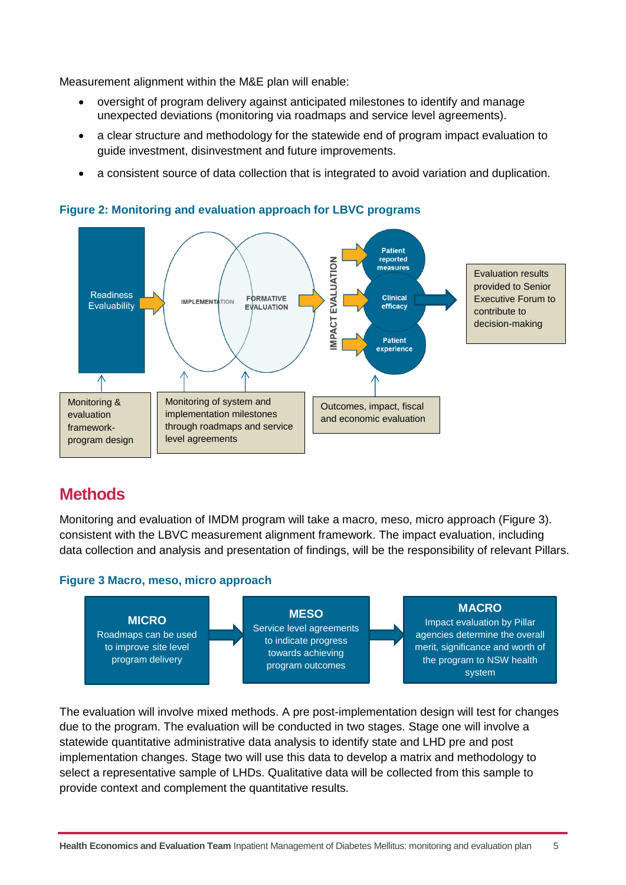Measurement alignment within the M&E plan will enable:

- oversight of program delivery against anticipated milestones to identify and manage unexpected deviations (monitoring via roadmaps and service level agreements).
- a clear structure and methodology for the statewide end of program impact evaluation to guide investment, disinvestment and future improvements.
- a consistent source of data collection that is integrated to avoid variation and duplication.

**Figure 2: Monitoring and evaluation approach for LBVC programs**

Readiness Evaluability

IMPLEMENTATION

FORMATIVE EVALUATION

IMPACT EVALUATION

Patient reported measures

Clinical efficacy

Patient experience

Evaluation results provided to Senior Executive Forum to contribute to decision-making

Monitoring & evaluation framework-program design

Monitoring of system and implementation milestones through roadmaps and service level agreements

Outcomes, impact, fiscal and economic evaluation

## Methods

Monitoring and evaluation of IMDM program will take a macro, meso, micro approach (Figure 3). consistent with the LBVC measurement alignment framework. The impact evaluation, including data collection and analysis and presentation of findings, will be the responsibility of relevant Pillars.

**Figure 3 Macro, meso, micro approach**

**MICRO**
Roadmaps can be used to improve site level program delivery

**MESO**
Service level agreements to indicate progress towards achieving program outcomes

**MACRO**
Impact evaluation by Pillar agencies determine the overall merit, significance and worth of the program to NSW health system

The evaluation will involve mixed methods. A pre post-implementation design will test for changes due to the program. The evaluation will be conducted in two stages. Stage one will involve a statewide quantitative administrative data analysis to identify state and LHD pre and post implementation changes. Stage two will use this data to develop a matrix and methodology to select a representative sample of LHDs. Qualitative data will be collected from this sample to provide context and complement the quantitative results.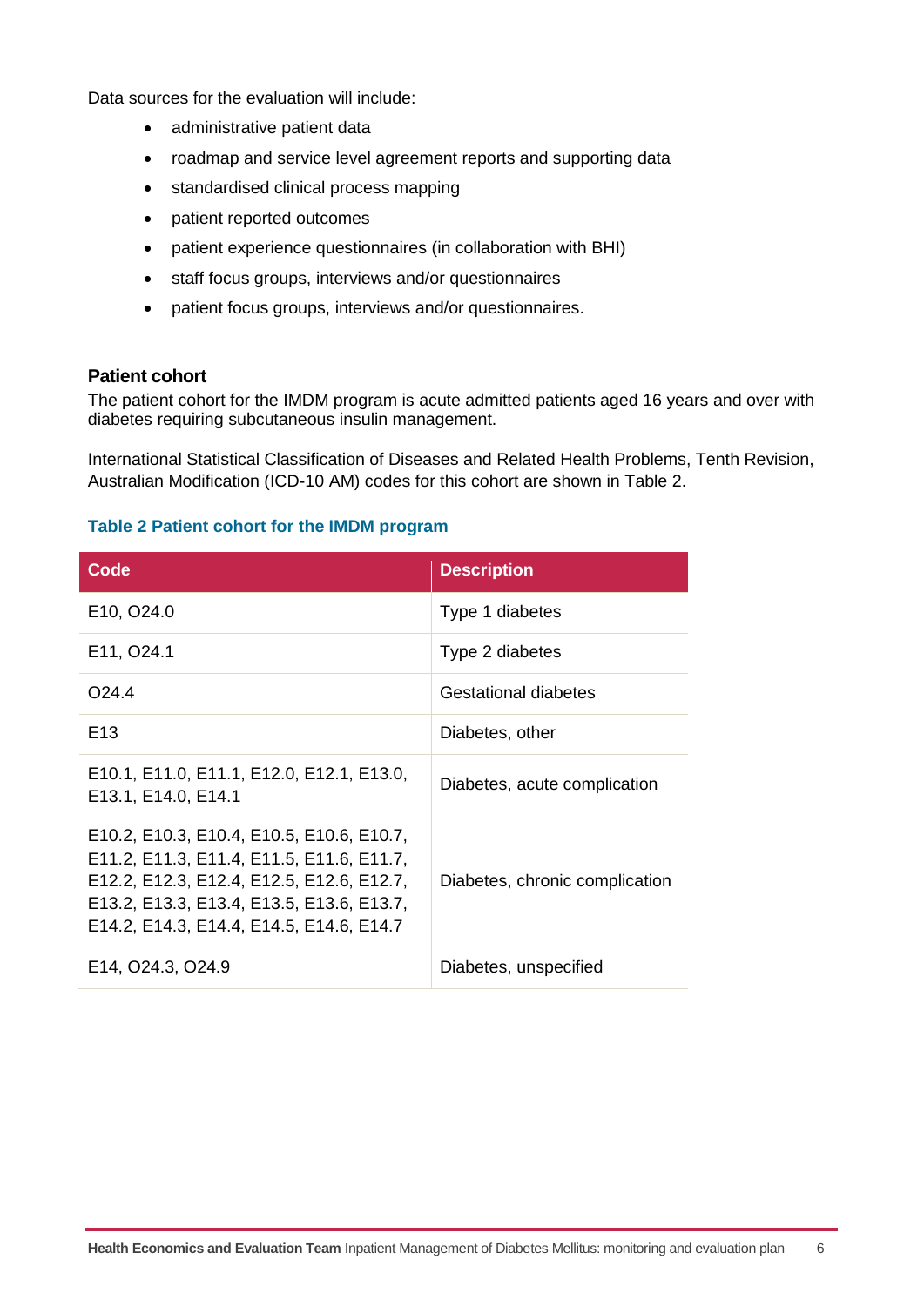Data sources for the evaluation will include:

- administrative patient data
- roadmap and service level agreement reports and supporting data
- standardised clinical process mapping
- patient reported outcomes
- patient experience questionnaires (in collaboration with BHI)
- staff focus groups, interviews and/or questionnaires
- patient focus groups, interviews and/or questionnaires.

### Patient cohort

The patient cohort for the IMDM program is acute admitted patients aged 16 years and over with diabetes requiring subcutaneous insulin management.

International Statistical Classification of Diseases and Related Health Problems, Tenth Revision, Australian Modification (ICD-10 AM) codes for this cohort are shown in Table 2.

**Table 2 Patient cohort for the IMDM program**

| Code | Description |
|---|---|
| E10, O24.0 | Type 1 diabetes |
| E11, O24.1 | Type 2 diabetes |
| O24.4 | Gestational diabetes |
| E13 | Diabetes, other |
| E10.1, E11.0, E11.1, E12.0, E12.1, E13.0, E13.1, E14.0, E14.1 | Diabetes, acute complication |
| E10.2, E10.3, E10.4, E10.5, E10.6, E10.7, E11.2, E11.3, E11.4, E11.5, E11.6, E11.7, E12.2, E12.3, E12.4, E12.5, E12.6, E12.7, E13.2, E13.3, E13.4, E13.5, E13.6, E13.7, E14.2, E14.3, E14.4, E14.5, E14.6, E14.7 | Diabetes, chronic complication |
| E14, O24.3, O24.9 | Diabetes, unspecified |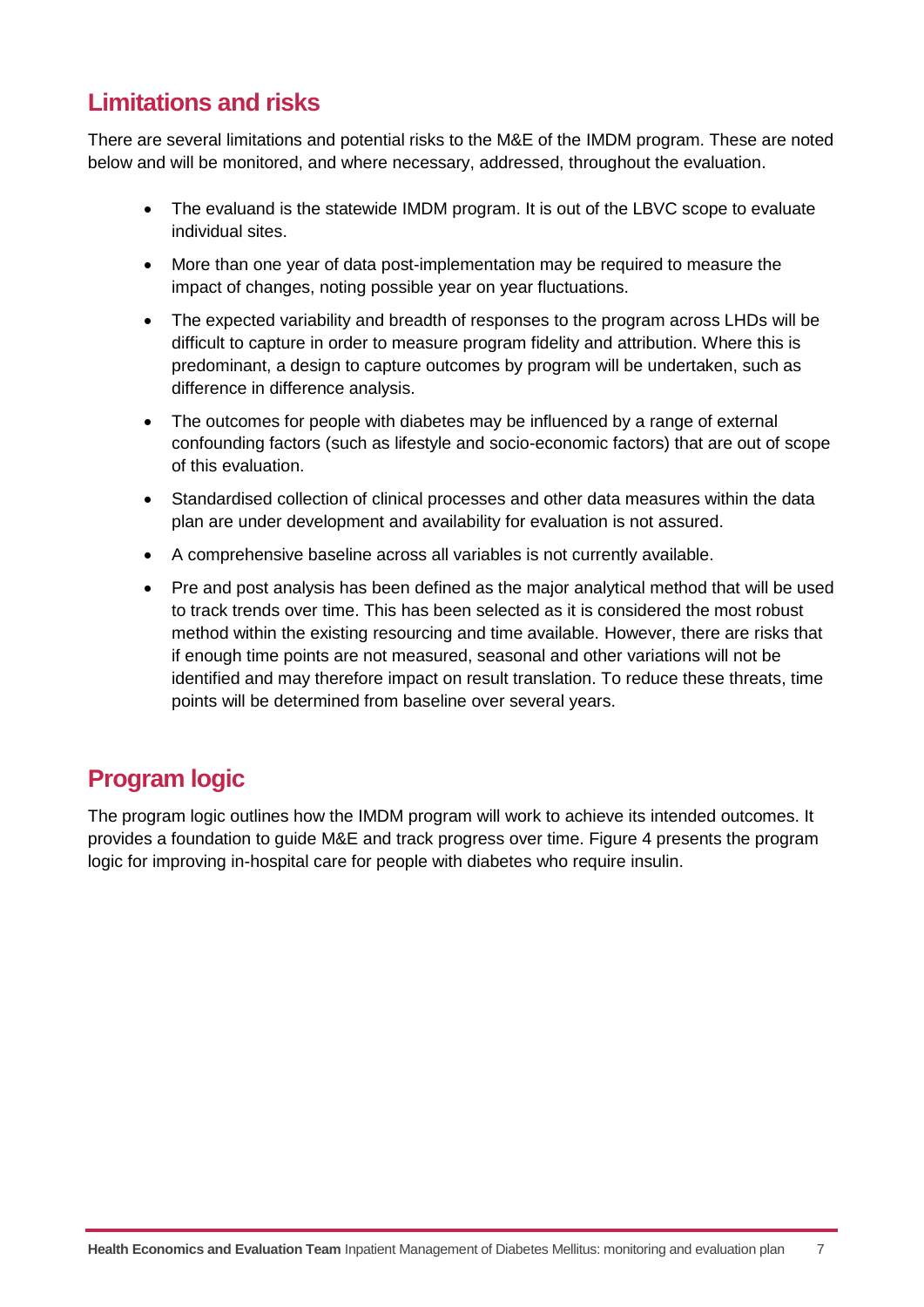## Limitations and risks

There are several limitations and potential risks to the M&E of the IMDM program. These are noted below and will be monitored, and where necessary, addressed, throughout the evaluation.

- The evaluand is the statewide IMDM program. It is out of the LBVC scope to evaluate individual sites.
- More than one year of data post-implementation may be required to measure the impact of changes, noting possible year on year fluctuations.
- The expected variability and breadth of responses to the program across LHDs will be difficult to capture in order to measure program fidelity and attribution. Where this is predominant, a design to capture outcomes by program will be undertaken, such as difference in difference analysis.
- The outcomes for people with diabetes may be influenced by a range of external confounding factors (such as lifestyle and socio-economic factors) that are out of scope of this evaluation.
- Standardised collection of clinical processes and other data measures within the data plan are under development and availability for evaluation is not assured.
- A comprehensive baseline across all variables is not currently available.
- Pre and post analysis has been defined as the major analytical method that will be used to track trends over time. This has been selected as it is considered the most robust method within the existing resourcing and time available. However, there are risks that if enough time points are not measured, seasonal and other variations will not be identified and may therefore impact on result translation. To reduce these threats, time points will be determined from baseline over several years.

## Program logic

The program logic outlines how the IMDM program will work to achieve its intended outcomes. It provides a foundation to guide M&E and track progress over time. Figure 4 presents the program logic for improving in-hospital care for people with diabetes who require insulin.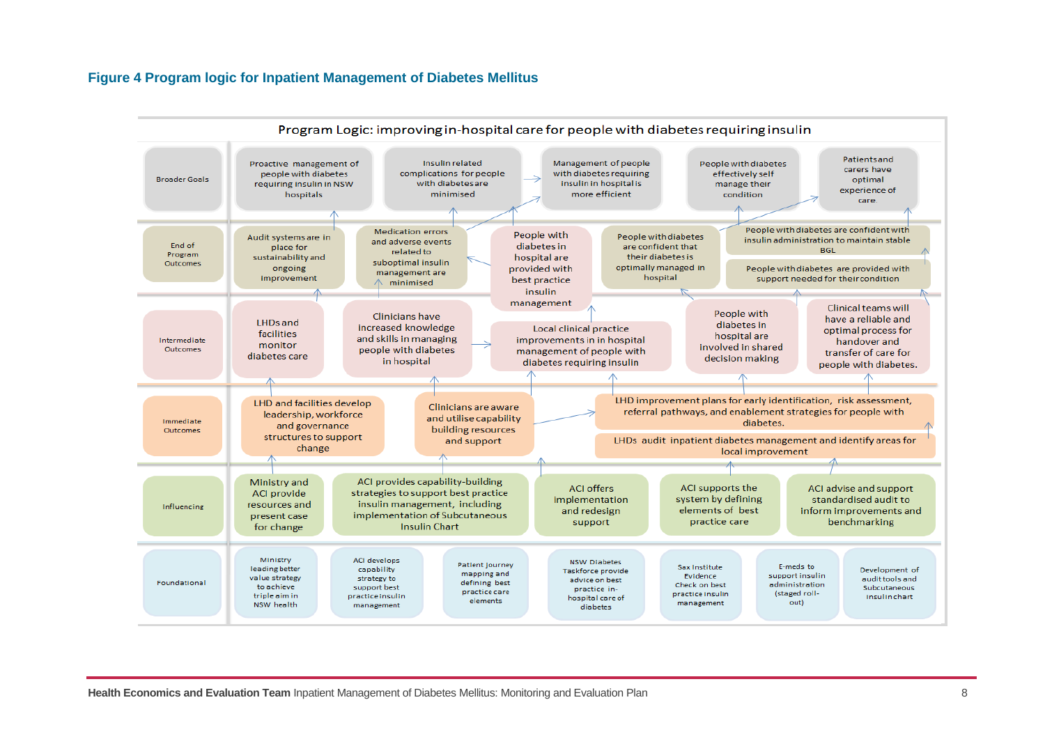### Figure 4 Program logic for Inpatient Management of Diabetes Mellitus

**Program Logic: improving in-hospital care for people with diabetes requiring insulin**

**Broader Goals**
- Proactive management of people with diabetes requiring insulin in NSW hospitals
- Insulin related complications for people with diabetes are minimised
- Management of people with diabetes requiring insulin in hospital is more efficient
- People with diabetes effectively self manage their condition
- Patients and carers have optimal experience of care

**End of Program Outcomes**
- Audit systems are in place for sustainability and ongoing improvement
- Medication errors and adverse events related to suboptimal insulin management are minimised
- People with diabetes in hospital are provided with best practice insulin management
- People with diabetes are confident that their diabetes is optimally managed in hospital
- People with diabetes are confident with insulin administration to maintain stable BGL
- People with diabetes are provided with support needed for their condition

**Intermediate Outcomes**
- LHDs and facilities monitor diabetes care
- Clinicians have increased knowledge and skills in managing people with diabetes in hospital
- Local clinical practice improvements in hospital management of people with diabetes requiring insulin
- People with diabetes in hospital are involved in shared decision making
- Clinical teams will have a reliable and optimal process for handover and transfer of care for people with diabetes.

**Immediate Outcomes**
- LHD and facilities develop leadership, workforce and governance structures to support change
- Clinicians are aware and utilise capability building resources and support
- LHD improvement plans for early identification, risk assessment, referral pathways, and enablement strategies for people with diabetes.
- LHDs audit inpatient diabetes management and identify areas for local improvement

**Influencing**
- Ministry and ACI provide resources and present case for change
- ACI provides capability-building strategies to support best practice insulin management, including implementation of Subcutaneous Insulin Chart
- ACI offers implementation and redesign support
- ACI supports the system by defining elements of best practice care
- ACI advise and support standardised audit to inform improvements and benchmarking

**Foundational**
- Ministry leading better value strategy to achieve triple aim in NSW health
- ACI develops capability strategy to support best practice insulin management
- Patient journey mapping and defining best practice care elements
- NSW Diabetes Taskforce provide advice on best practice in-hospital care of diabetes
- Sax Institute Evidence Check on best practice insulin management
- E-meds to support insulin administration (staged roll-out)
- Development of audit tools and Subcutaneous Insulin chart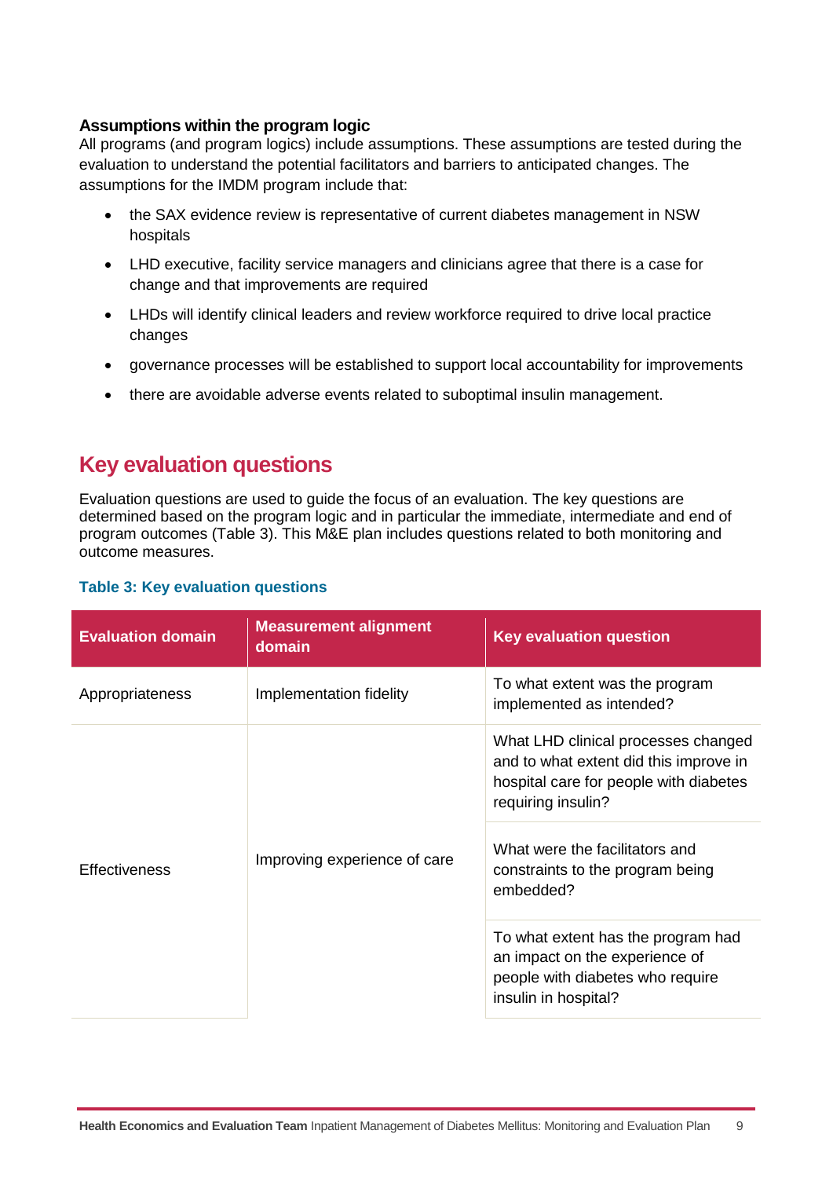### Assumptions within the program logic

All programs (and program logics) include assumptions. These assumptions are tested during the evaluation to understand the potential facilitators and barriers to anticipated changes. The assumptions for the IMDM program include that:

- the SAX evidence review is representative of current diabetes management in NSW hospitals
- LHD executive, facility service managers and clinicians agree that there is a case for change and that improvements are required
- LHDs will identify clinical leaders and review workforce required to drive local practice changes
- governance processes will be established to support local accountability for improvements
- there are avoidable adverse events related to suboptimal insulin management.

## Key evaluation questions

Evaluation questions are used to guide the focus of an evaluation. The key questions are determined based on the program logic and in particular the immediate, intermediate and end of program outcomes (Table 3). This M&E plan includes questions related to both monitoring and outcome measures.

**Table 3: Key evaluation questions**

| Evaluation domain | Measurement alignment domain | Key evaluation question |
|---|---|---|
| Appropriateness | Implementation fidelity | To what extent was the program implemented as intended? |
| Effectiveness | Improving experience of care | What LHD clinical processes changed and to what extent did this improve in hospital care for people with diabetes requiring insulin? |
| | | What were the facilitators and constraints to the program being embedded? |
| | | To what extent has the program had an impact on the experience of people with diabetes who require insulin in hospital? |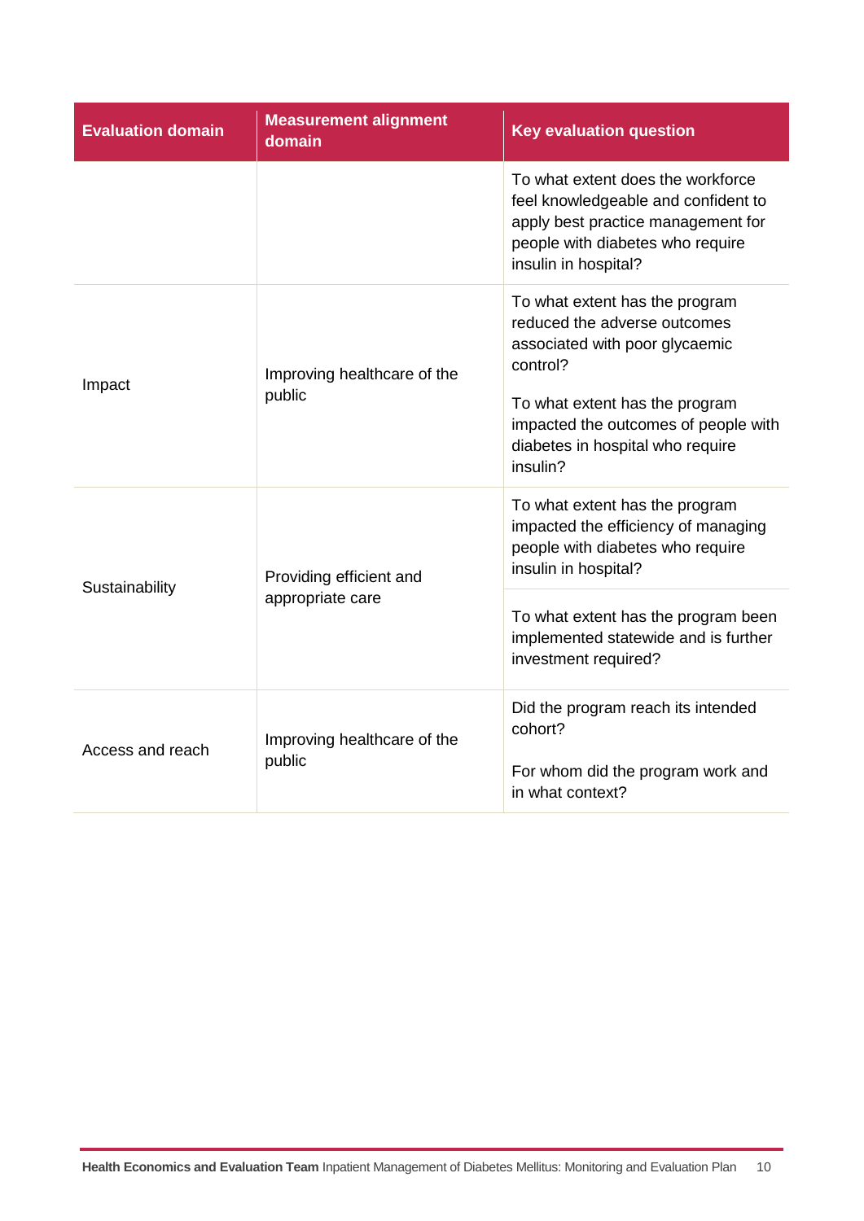| Evaluation domain | Measurement alignment domain | Key evaluation question |
|---|---|---|
| | | To what extent does the workforce feel knowledgeable and confident to apply best practice management for people with diabetes who require insulin in hospital? |
| Impact | Improving healthcare of the public | To what extent has the program reduced the adverse outcomes associated with poor glycaemic control?<br><br>To what extent has the program impacted the outcomes of people with diabetes in hospital who require insulin? |
| Sustainability | Providing efficient and appropriate care | To what extent has the program impacted the efficiency of managing people with diabetes who require insulin in hospital? |
| | | To what extent has the program been implemented statewide and is further investment required? |
| Access and reach | Improving healthcare of the public | Did the program reach its intended cohort?<br><br>For whom did the program work and in what context? |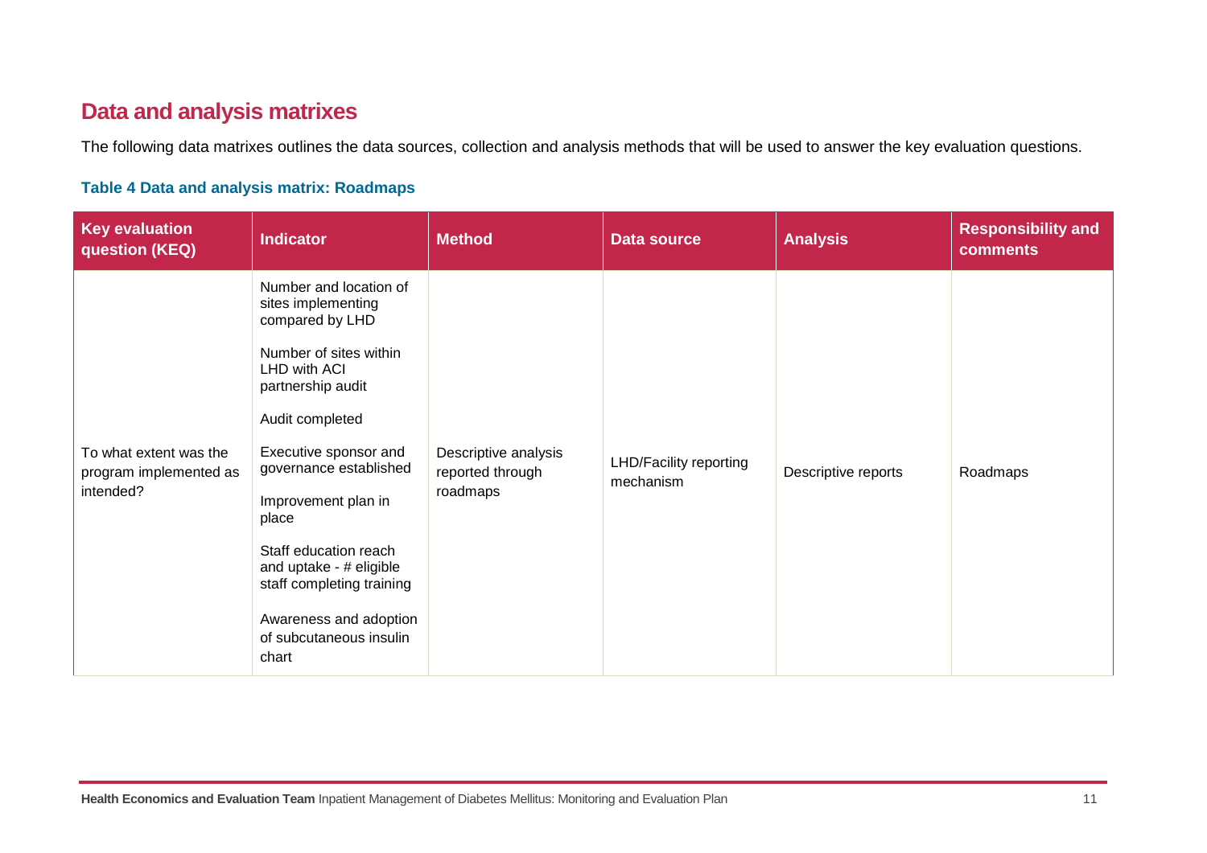## Data and analysis matrixes

The following data matrixes outlines the data sources, collection and analysis methods that will be used to answer the key evaluation questions.

**Table 4 Data and analysis matrix: Roadmaps**

| Key evaluation question (KEQ) | Indicator | Method | Data source | Analysis | Responsibility and comments |
|---|---|---|---|---|---|
| To what extent was the program implemented as intended? | Number and location of sites implementing compared by LHD<br><br>Number of sites within LHD with ACI partnership audit<br><br>Audit completed<br><br>Executive sponsor and governance established<br><br>Improvement plan in place<br><br>Staff education reach and uptake - # eligible staff completing training<br><br>Awareness and adoption of subcutaneous insulin chart | Descriptive analysis reported through roadmaps | LHD/Facility reporting mechanism | Descriptive reports | Roadmaps |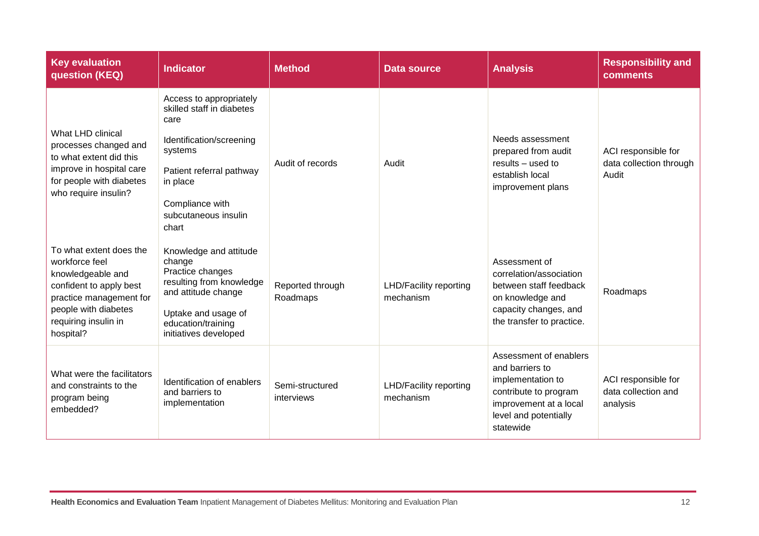| Key evaluation question (KEQ) | Indicator | Method | Data source | Analysis | Responsibility and comments |
|---|---|---|---|---|---|
| What LHD clinical processes changed and to what extent did this improve in hospital care for people with diabetes who require insulin? | Access to appropriately skilled staff in diabetes care<br><br>Identification/screening systems<br><br>Patient referral pathway in place<br><br>Compliance with subcutaneous insulin chart | Audit of records | Audit | Needs assessment prepared from audit results – used to establish local improvement plans | ACI responsible for data collection through Audit |
| To what extent does the workforce feel knowledgeable and confident to apply best practice management for people with diabetes requiring insulin in hospital? | Knowledge and attitude change<br>Practice changes resulting from knowledge and attitude change<br><br>Uptake and usage of education/training initiatives developed | Reported through Roadmaps | LHD/Facility reporting mechanism | Assessment of correlation/association between staff feedback on knowledge and capacity changes, and the transfer to practice. | Roadmaps |
| What were the facilitators and constraints to the program being embedded? | Identification of enablers and barriers to implementation | Semi-structured interviews | LHD/Facility reporting mechanism | Assessment of enablers and barriers to implementation to contribute to program improvement at a local level and potentially statewide | ACI responsible for data collection and analysis |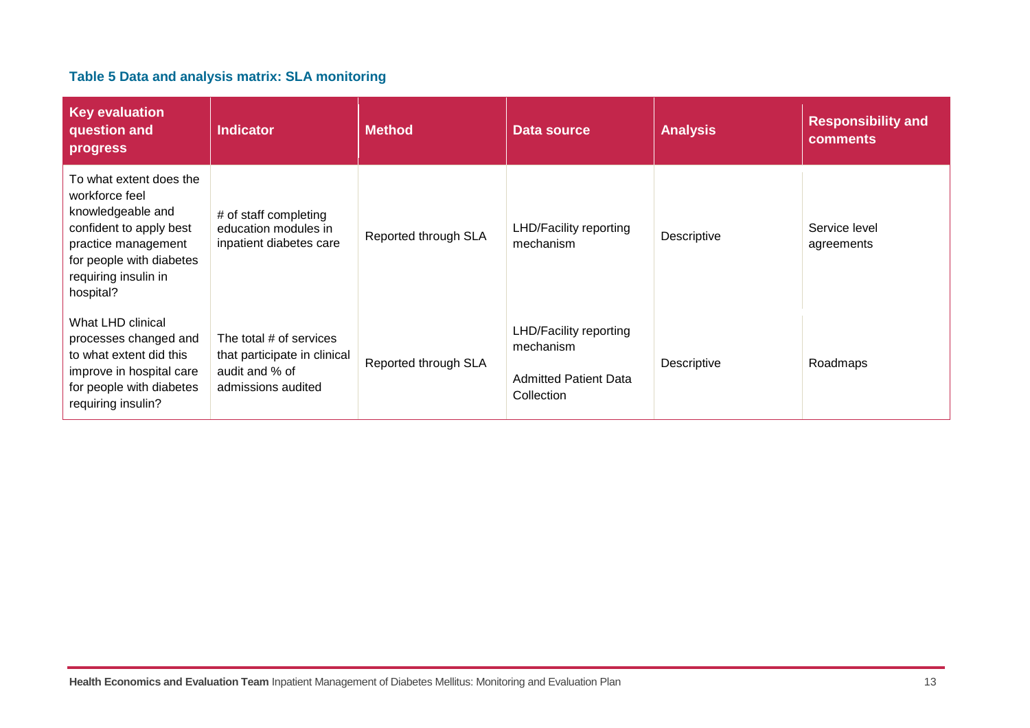**Table 5 Data and analysis matrix: SLA monitoring**

| Key evaluation question and progress | Indicator | Method | Data source | Analysis | Responsibility and comments |
|---|---|---|---|---|---|
| To what extent does the workforce feel knowledgeable and confident to apply best practice management for people with diabetes requiring insulin in hospital? | # of staff completing education modules in inpatient diabetes care | Reported through SLA | LHD/Facility reporting mechanism | Descriptive | Service level agreements |
| What LHD clinical processes changed and to what extent did this improve in hospital care for people with diabetes requiring insulin? | The total # of services that participate in clinical audit and % of admissions audited | Reported through SLA | LHD/Facility reporting mechanism<br><br>Admitted Patient Data Collection | Descriptive | Roadmaps |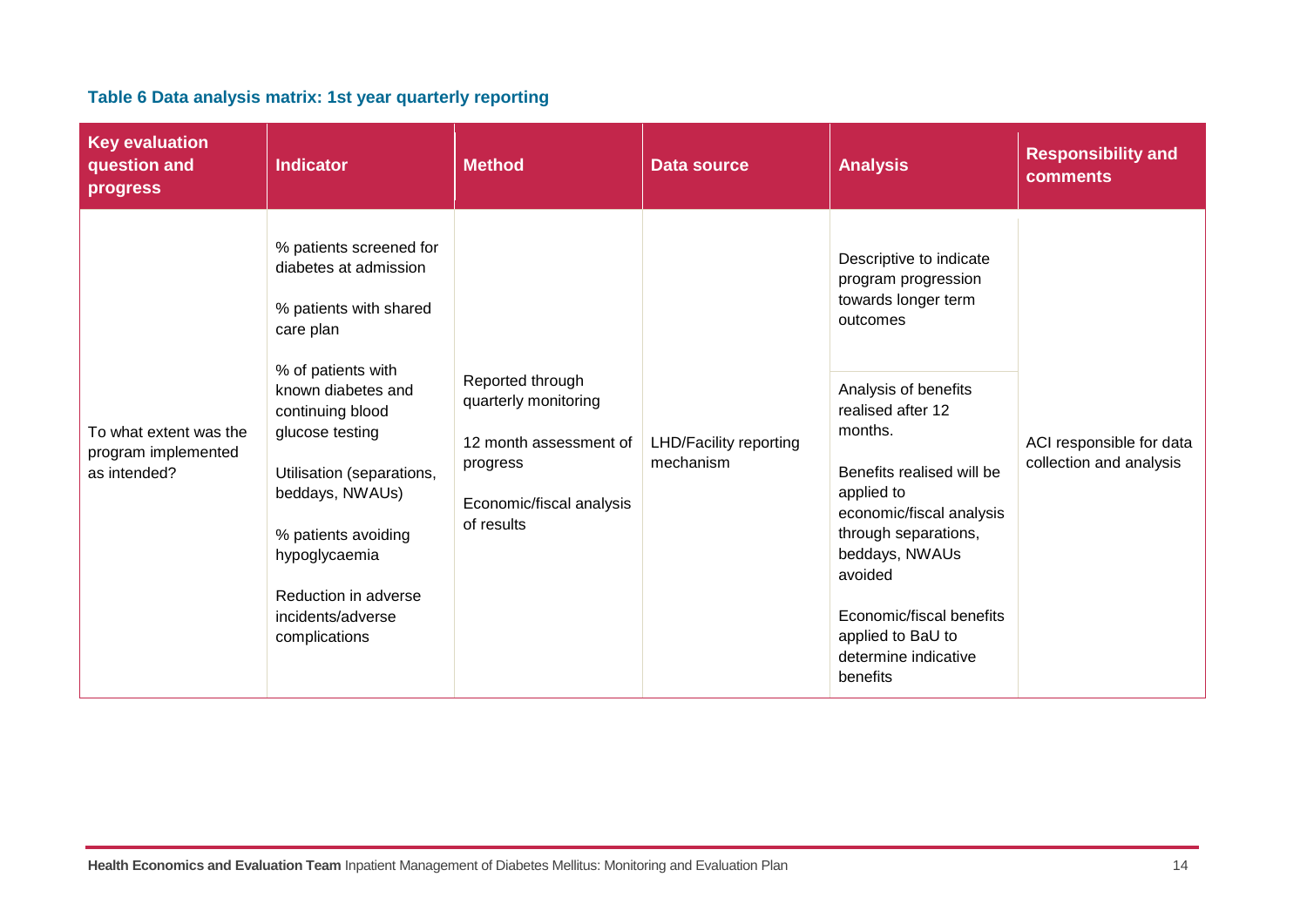**Table 6 Data analysis matrix: 1st year quarterly reporting**

| Key evaluation question and progress | Indicator | Method | Data source | Analysis | Responsibility and comments |
|---|---|---|---|---|---|
| To what extent was the program implemented as intended? | % patients screened for diabetes at admission<br><br>% patients with shared care plan<br><br>% of patients with known diabetes and continuing blood glucose testing<br><br>Utilisation (separations, beddays, NWAUs)<br><br>% patients avoiding hypoglycaemia<br><br>Reduction in adverse incidents/adverse complications | Reported through quarterly monitoring<br><br>12 month assessment of progress<br><br>Economic/fiscal analysis of results | LHD/Facility reporting mechanism | Descriptive to indicate program progression towards longer term outcomes<br><br>Analysis of benefits realised after 12 months.<br><br>Benefits realised will be applied to economic/fiscal analysis through separations, beddays, NWAUs avoided<br><br>Economic/fiscal benefits applied to BaU to determine indicative benefits | ACI responsible for data collection and analysis |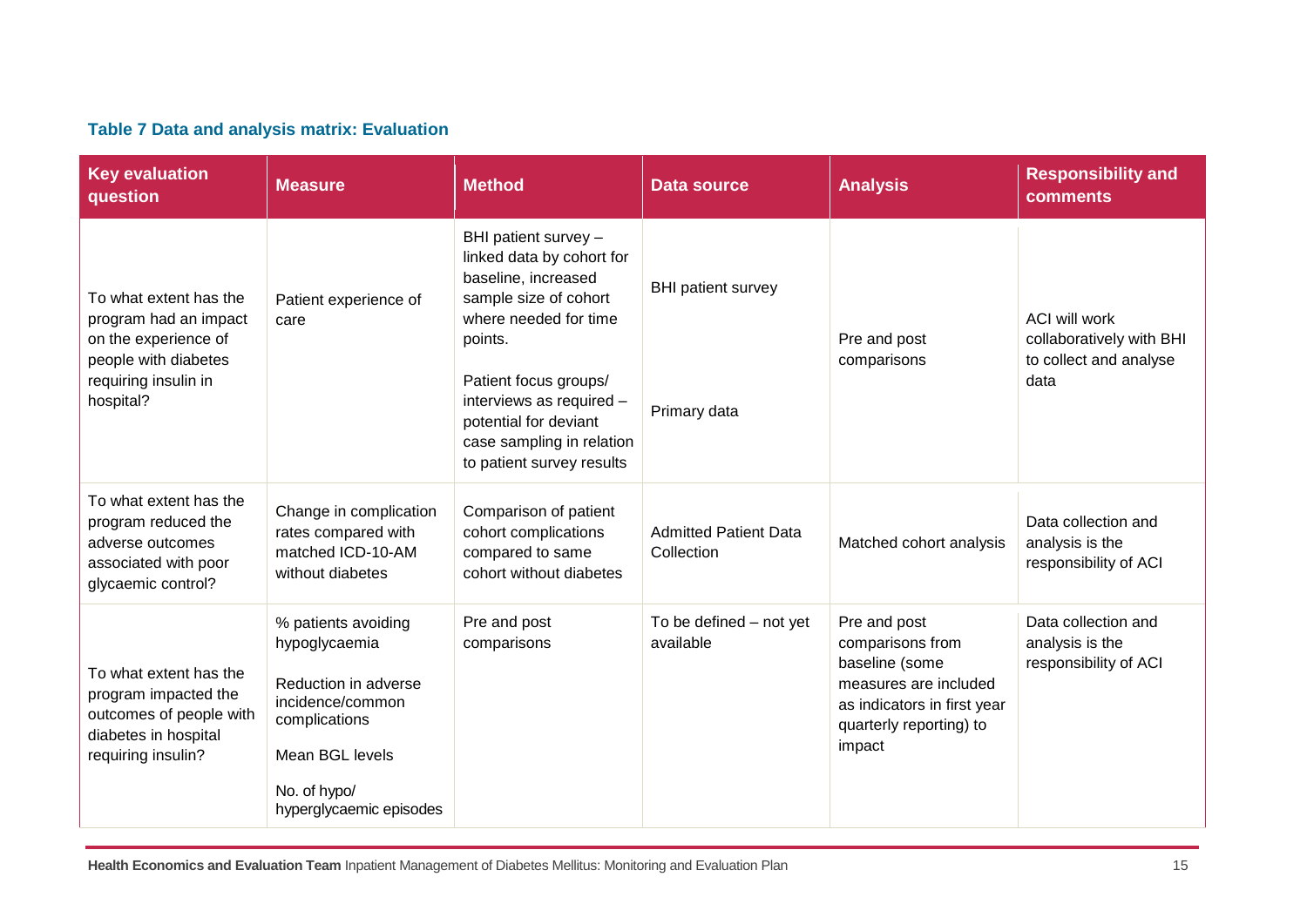**Table 7 Data and analysis matrix: Evaluation**

| Key evaluation question | Measure | Method | Data source | Analysis | Responsibility and comments |
|---|---|---|---|---|---|
| To what extent has the program had an impact on the experience of people with diabetes requiring insulin in hospital? | Patient experience of care | BHI patient survey – linked data by cohort for baseline, increased sample size of cohort where needed for time points.<br><br>Patient focus groups/ interviews as required – potential for deviant case sampling in relation to patient survey results | BHI patient survey<br><br>Primary data | Pre and post comparisons | ACI will work collaboratively with BHI to collect and analyse data |
| To what extent has the program reduced the adverse outcomes associated with poor glycaemic control? | Change in complication rates compared with matched ICD-10-AM without diabetes | Comparison of patient cohort complications compared to same cohort without diabetes | Admitted Patient Data Collection | Matched cohort analysis | Data collection and analysis is the responsibility of ACI |
| To what extent has the program impacted the outcomes of people with diabetes in hospital requiring insulin? | % patients avoiding hypoglycaemia<br><br>Reduction in adverse incidence/common complications<br><br>Mean BGL levels<br><br>No. of hypo/ hyperglycaemic episodes | Pre and post comparisons | To be defined – not yet available | Pre and post comparisons from baseline (some measures are included as indicators in first year quarterly reporting) to impact | Data collection and analysis is the responsibility of ACI |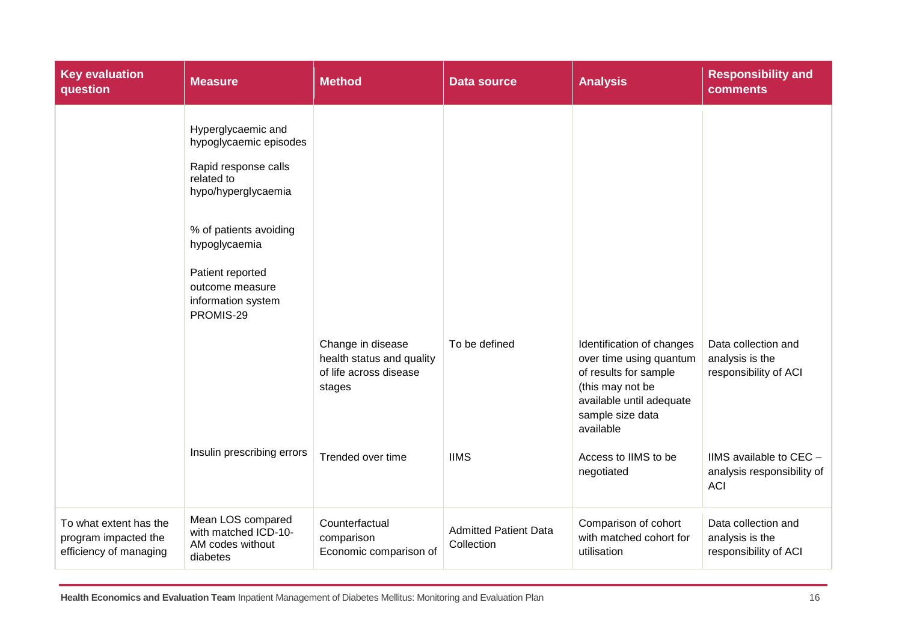| Key evaluation question | Measure | Method | Data source | Analysis | Responsibility and comments |
|---|---|---|---|---|---|
| | Hyperglycaemic and hypoglycaemic episodes<br><br>Rapid response calls related to hypo/hyperglycaemia<br><br>% of patients avoiding hypoglycaemia<br><br>Patient reported outcome measure information system PROMIS-29 | | | | |
| | | Change in disease health status and quality of life across disease stages | To be defined | Identification of changes over time using quantum of results for sample (this may not be available until adequate sample size data available | Data collection and analysis is the responsibility of ACI |
| | Insulin prescribing errors | Trended over time | IIMS | Access to IIMS to be negotiated | IIMS available to CEC – analysis responsibility of ACI |
| To what extent has the program impacted the efficiency of managing | Mean LOS compared with matched ICD-10-AM codes without diabetes | Counterfactual comparison<br>Economic comparison of | Admitted Patient Data Collection | Comparison of cohort with matched cohort for utilisation | Data collection and analysis is the responsibility of ACI |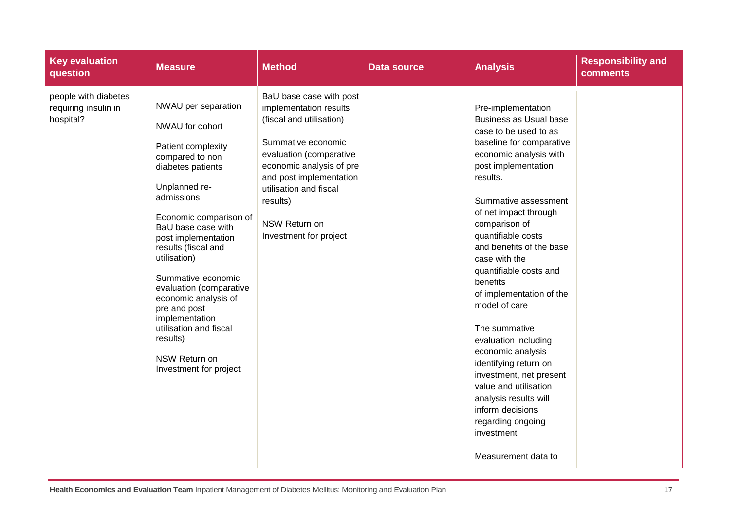| Key evaluation question | Measure | Method | Data source | Analysis | Responsibility and comments |
|---|---|---|---|---|---|
| people with diabetes requiring insulin in hospital? | NWAU per separation<br><br>NWAU for cohort<br><br>Patient complexity compared to non diabetes patients<br><br>Unplanned re-admissions<br><br>Economic comparison of BaU base case with post implementation results (fiscal and utilisation)<br><br>Summative economic evaluation (comparative economic analysis of pre and post implementation utilisation and fiscal results)<br><br>NSW Return on Investment for project | BaU base case with post implementation results (fiscal and utilisation)<br><br>Summative economic evaluation (comparative economic analysis of pre and post implementation utilisation and fiscal results)<br><br>NSW Return on Investment for project | | Pre-implementation Business as Usual base case to be used to as baseline for comparative economic analysis with post implementation results.<br><br>Summative assessment of net impact through comparison of quantifiable costs and benefits of the base case with the quantifiable costs and benefits of implementation of the model of care<br><br>The summative evaluation including economic analysis identifying return on investment, net present value and utilisation analysis results will inform decisions regarding ongoing investment<br><br>Measurement data to | |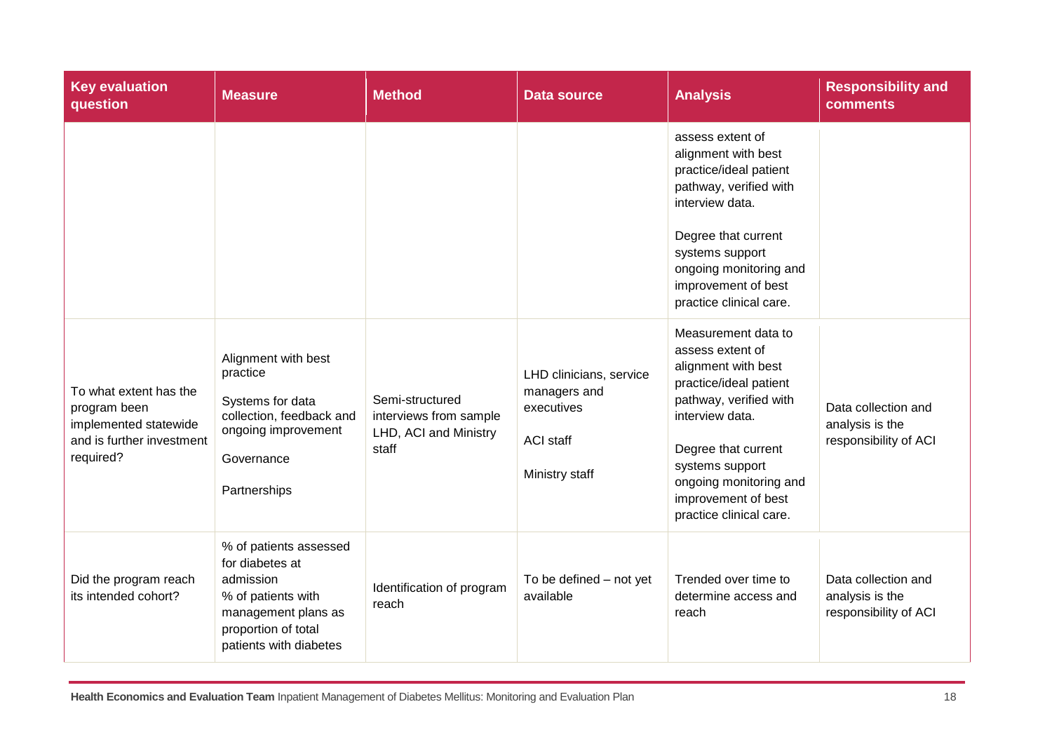| Key evaluation question | Measure | Method | Data source | Analysis | Responsibility and comments |
|---|---|---|---|---|---|
| | | | | assess extent of alignment with best practice/ideal patient pathway, verified with interview data.<br><br>Degree that current systems support ongoing monitoring and improvement of best practice clinical care. | |
| To what extent has the program been implemented statewide and is further investment required? | Alignment with best practice<br><br>Systems for data collection, feedback and ongoing improvement<br><br>Governance<br><br>Partnerships | Semi-structured interviews from sample LHD, ACI and Ministry staff | LHD clinicians, service managers and executives<br><br>ACI staff<br><br>Ministry staff | Measurement data to assess extent of alignment with best practice/ideal patient pathway, verified with interview data.<br><br>Degree that current systems support ongoing monitoring and improvement of best practice clinical care. | Data collection and analysis is the responsibility of ACI |
| Did the program reach its intended cohort? | % of patients assessed for diabetes at admission<br>% of patients with management plans as proportion of total patients with diabetes | Identification of program reach | To be defined – not yet available | Trended over time to determine access and reach | Data collection and analysis is the responsibility of ACI |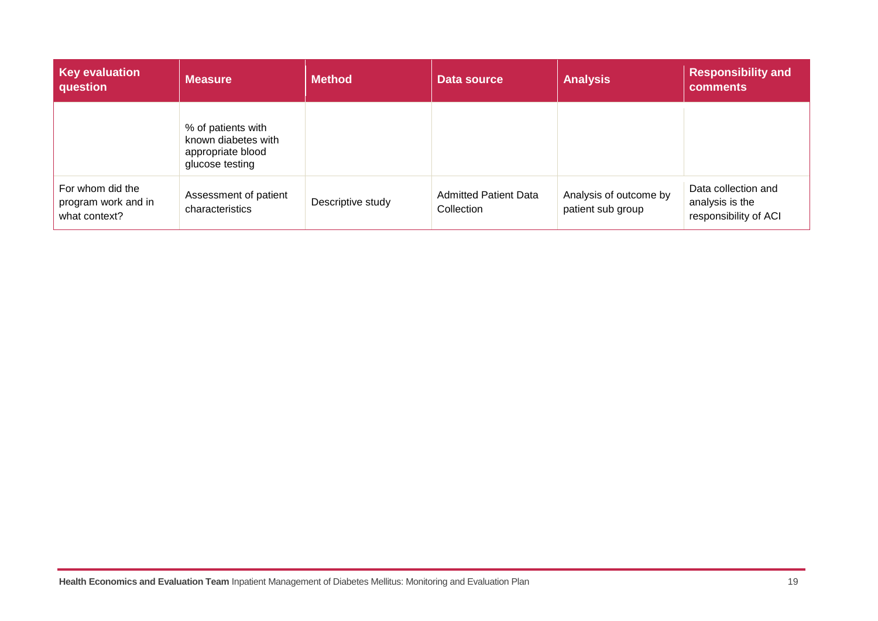| Key evaluation question | Measure | Method | Data source | Analysis | Responsibility and comments |
|---|---|---|---|---|---|
| | % of patients with known diabetes with appropriate blood glucose testing | | | | |
| For whom did the program work and in what context? | Assessment of patient characteristics | Descriptive study | Admitted Patient Data Collection | Analysis of outcome by patient sub group | Data collection and analysis is the responsibility of ACI |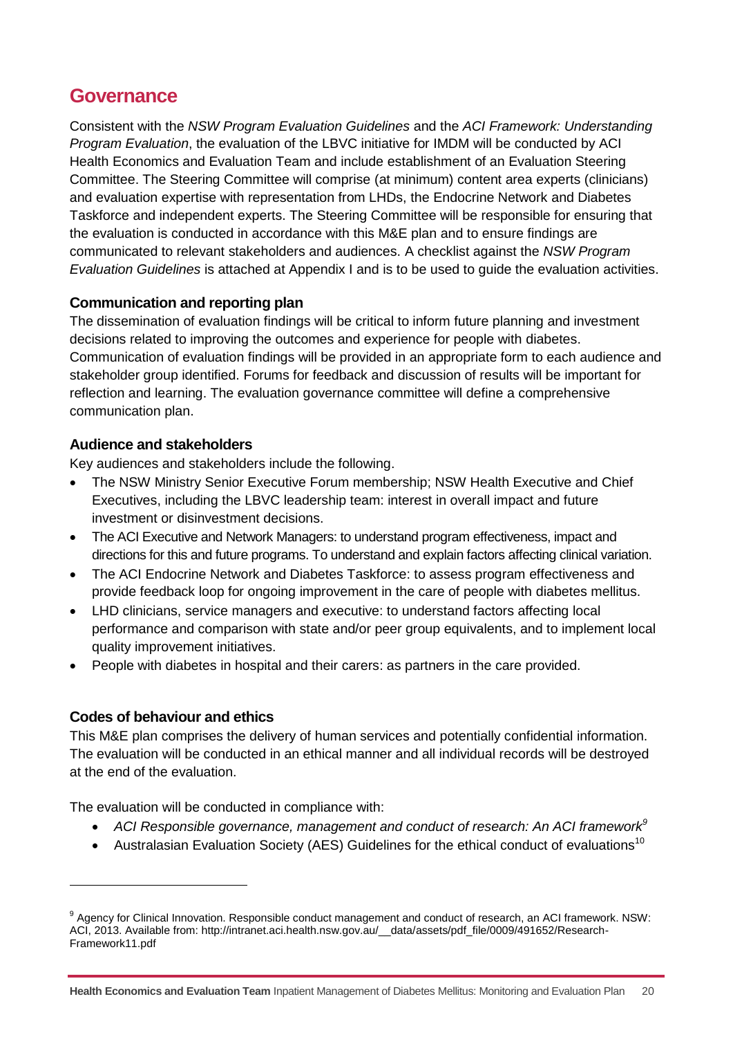## Governance

Consistent with the *NSW Program Evaluation Guidelines* and the *ACI Framework: Understanding Program Evaluation*, the evaluation of the LBVC initiative for IMDM will be conducted by ACI Health Economics and Evaluation Team and include establishment of an Evaluation Steering Committee. The Steering Committee will comprise (at minimum) content area experts (clinicians) and evaluation expertise with representation from LHDs, the Endocrine Network and Diabetes Taskforce and independent experts. The Steering Committee will be responsible for ensuring that the evaluation is conducted in accordance with this M&E plan and to ensure findings are communicated to relevant stakeholders and audiences. A checklist against the *NSW Program Evaluation Guidelines* is attached at Appendix I and is to be used to guide the evaluation activities.

### Communication and reporting plan

The dissemination of evaluation findings will be critical to inform future planning and investment decisions related to improving the outcomes and experience for people with diabetes. Communication of evaluation findings will be provided in an appropriate form to each audience and stakeholder group identified. Forums for feedback and discussion of results will be important for reflection and learning. The evaluation governance committee will define a comprehensive communication plan.

### Audience and stakeholders

Key audiences and stakeholders include the following.

- The NSW Ministry Senior Executive Forum membership; NSW Health Executive and Chief Executives, including the LBVC leadership team: interest in overall impact and future investment or disinvestment decisions.
- The ACI Executive and Network Managers: to understand program effectiveness, impact and directions for this and future programs. To understand and explain factors affecting clinical variation.
- The ACI Endocrine Network and Diabetes Taskforce: to assess program effectiveness and provide feedback loop for ongoing improvement in the care of people with diabetes mellitus.
- LHD clinicians, service managers and executive: to understand factors affecting local performance and comparison with state and/or peer group equivalents, and to implement local quality improvement initiatives.
- People with diabetes in hospital and their carers: as partners in the care provided.

### Codes of behaviour and ethics

This M&E plan comprises the delivery of human services and potentially confidential information. The evaluation will be conducted in an ethical manner and all individual records will be destroyed at the end of the evaluation.

The evaluation will be conducted in compliance with:

- *ACI Responsible governance, management and conduct of research: An ACI framework*[9]
- Australasian Evaluation Society (AES) Guidelines for the ethical conduct of evaluations[10]

---

[9] Agency for Clinical Innovation. Responsible conduct management and conduct of research, an ACI framework. NSW: ACI, 2013. Available from: http://intranet.aci.health.nsw.gov.au/__data/assets/pdf_file/0009/491652/Research-Framework11.pdf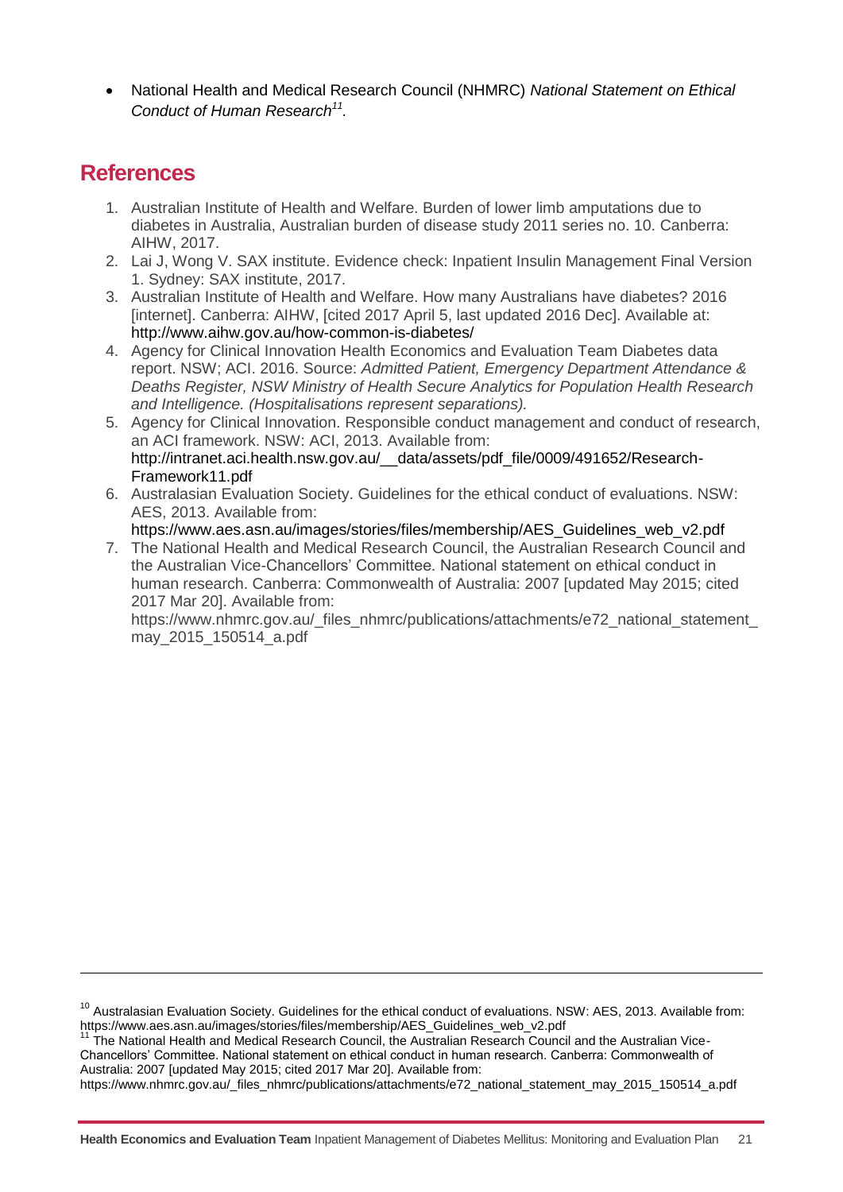- National Health and Medical Research Council (NHMRC) *National Statement on Ethical Conduct of Human Research*[11].

## References

1. Australian Institute of Health and Welfare. Burden of lower limb amputations due to diabetes in Australia, Australian burden of disease study 2011 series no. 10. Canberra: AIHW, 2017.
2. Lai J, Wong V. SAX institute. Evidence check: Inpatient Insulin Management Final Version 1. Sydney: SAX institute, 2017.
3. Australian Institute of Health and Welfare. How many Australians have diabetes? 2016 [internet]. Canberra: AIHW, [cited 2017 April 5, last updated 2016 Dec]. Available at: http://www.aihw.gov.au/how-common-is-diabetes/
4. Agency for Clinical Innovation Health Economics and Evaluation Team Diabetes data report. NSW; ACI. 2016. Source: *Admitted Patient, Emergency Department Attendance & Deaths Register, NSW Ministry of Health Secure Analytics for Population Health Research and Intelligence. (Hospitalisations represent separations).*
5. Agency for Clinical Innovation. Responsible conduct management and conduct of research, an ACI framework. NSW: ACI, 2013. Available from: http://intranet.aci.health.nsw.gov.au/__data/assets/pdf_file/0009/491652/Research-Framework11.pdf
6. Australasian Evaluation Society. Guidelines for the ethical conduct of evaluations. NSW: AES, 2013. Available from: https://www.aes.asn.au/images/stories/files/membership/AES_Guidelines_web_v2.pdf
7. The National Health and Medical Research Council, the Australian Research Council and the Australian Vice-Chancellors' Committee. National statement on ethical conduct in human research. Canberra: Commonwealth of Australia: 2007 [updated May 2015; cited 2017 Mar 20]. Available from: https://www.nhmrc.gov.au/_files_nhmrc/publications/attachments/e72_national_statement_may_2015_150514_a.pdf

---

[10] Australasian Evaluation Society. Guidelines for the ethical conduct of evaluations. NSW: AES, 2013. Available from: https://www.aes.asn.au/images/stories/files/membership/AES_Guidelines_web_v2.pdf

[11] The National Health and Medical Research Council, the Australian Research Council and the Australian Vice-Chancellors' Committee. National statement on ethical conduct in human research. Canberra: Commonwealth of Australia: 2007 [updated May 2015; cited 2017 Mar 20]. Available from: https://www.nhmrc.gov.au/_files_nhmrc/publications/attachments/e72_national_statement_may_2015_150514_a.pdf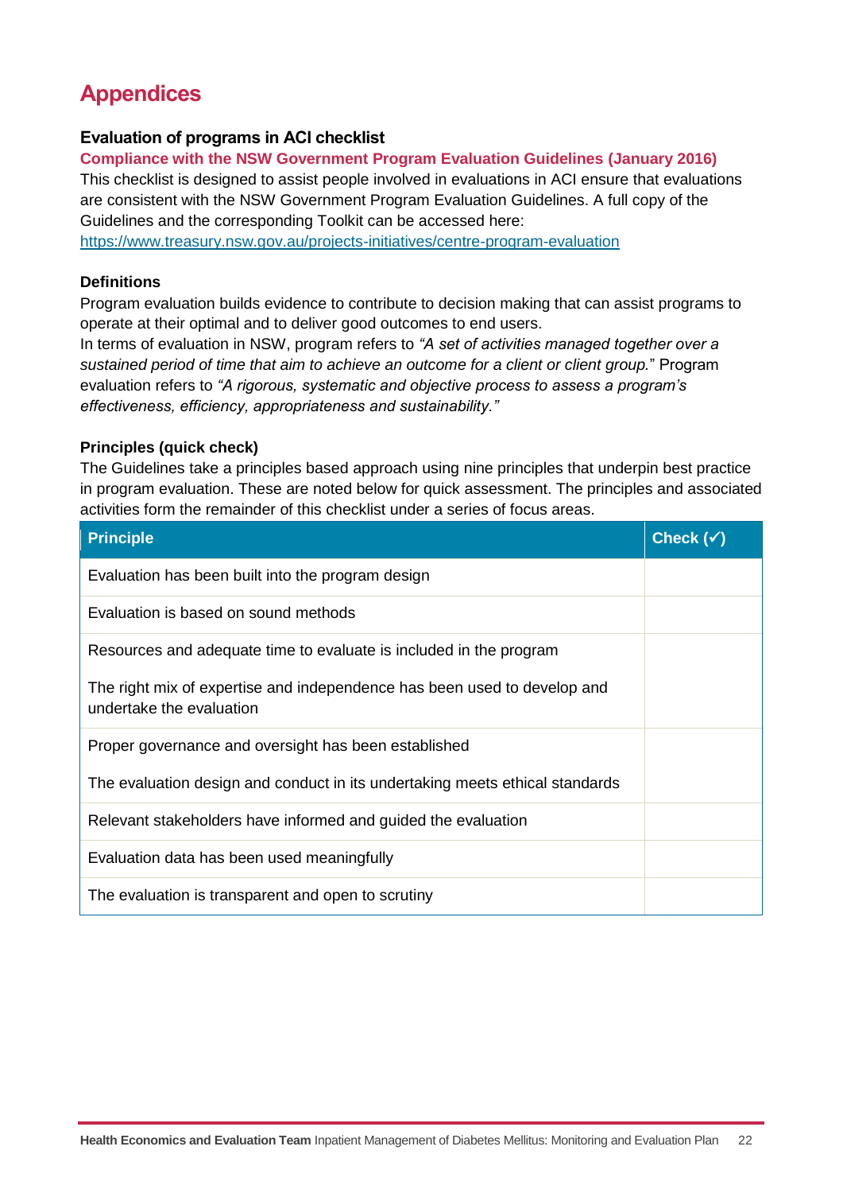# Appendices

### Evaluation of programs in ACI checklist

**Compliance with the NSW Government Program Evaluation Guidelines (January 2016)**

This checklist is designed to assist people involved in evaluations in ACI ensure that evaluations are consistent with the NSW Government Program Evaluation Guidelines. A full copy of the Guidelines and the corresponding Toolkit can be accessed here: https://www.treasury.nsw.gov.au/projects-initiatives/centre-program-evaluation

#### Definitions

Program evaluation builds evidence to contribute to decision making that can assist programs to operate at their optimal and to deliver good outcomes to end users.

In terms of evaluation in NSW, program refers to *"A set of activities managed together over a sustained period of time that aim to achieve an outcome for a client or client group.*" Program evaluation refers to *"A rigorous, systematic and objective process to assess a program's effectiveness, efficiency, appropriateness and sustainability."*

#### Principles (quick check)

The Guidelines take a principles based approach using nine principles that underpin best practice in program evaluation. These are noted below for quick assessment. The principles and associated activities form the remainder of this checklist under a series of focus areas.

| Principle | Check (✓) |
|---|---|
| Evaluation has been built into the program design | |
| Evaluation is based on sound methods | |
| Resources and adequate time to evaluate is included in the program | |
| The right mix of expertise and independence has been used to develop and undertake the evaluation | |
| Proper governance and oversight has been established | |
| The evaluation design and conduct in its undertaking meets ethical standards | |
| Relevant stakeholders have informed and guided the evaluation | |
| Evaluation data has been used meaningfully | |
| The evaluation is transparent and open to scrutiny | |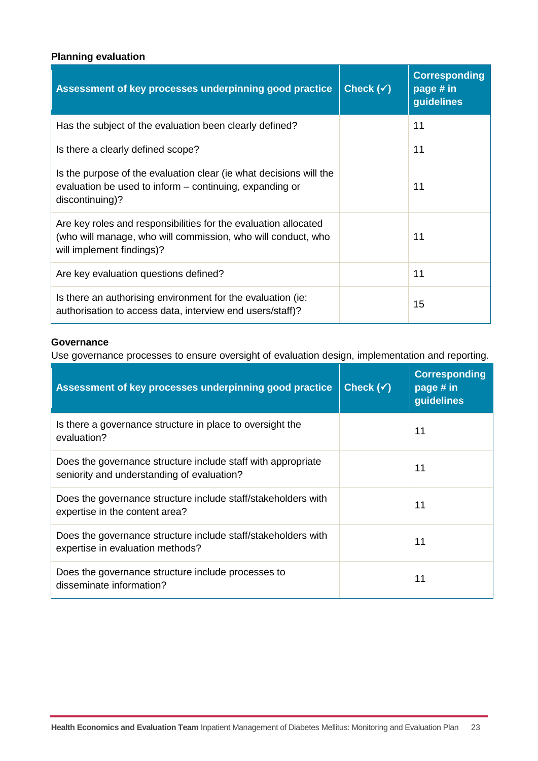**Planning evaluation**

| Assessment of key processes underpinning good practice | Check (✓) | Corresponding page # in guidelines |
|---|---|---|
| Has the subject of the evaluation been clearly defined? | | 11 |
| Is there a clearly defined scope? | | 11 |
| Is the purpose of the evaluation clear (ie what decisions will the evaluation be used to inform – continuing, expanding or discontinuing)? | | 11 |
| Are key roles and responsibilities for the evaluation allocated (who will manage, who will commission, who will conduct, who will implement findings)? | | 11 |
| Are key evaluation questions defined? | | 11 |
| Is there an authorising environment for the evaluation (ie: authorisation to access data, interview end users/staff)? | | 15 |

**Governance**

Use governance processes to ensure oversight of evaluation design, implementation and reporting.

| Assessment of key processes underpinning good practice | Check (✓) | Corresponding page # in guidelines |
|---|---|---|
| Is there a governance structure in place to oversight the evaluation? | | 11 |
| Does the governance structure include staff with appropriate seniority and understanding of evaluation? | | 11 |
| Does the governance structure include staff/stakeholders with expertise in the content area? | | 11 |
| Does the governance structure include staff/stakeholders with expertise in evaluation methods? | | 11 |
| Does the governance structure include processes to disseminate information? | | 11 |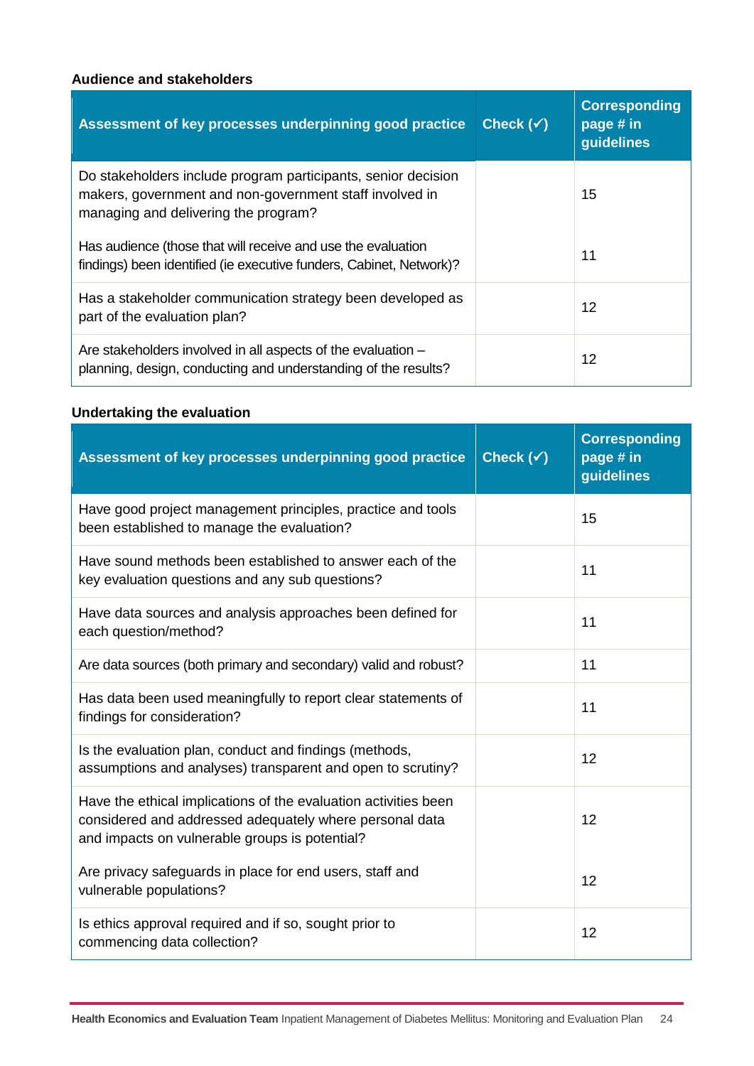**Audience and stakeholders**

| Assessment of key processes underpinning good practice | Check (✓) | Corresponding page # in guidelines |
|---|---|---|
| Do stakeholders include program participants, senior decision makers, government and non-government staff involved in managing and delivering the program? | | 15 |
| Has audience (those that will receive and use the evaluation findings) been identified (ie executive funders, Cabinet, Network)? | | 11 |
| Has a stakeholder communication strategy been developed as part of the evaluation plan? | | 12 |
| Are stakeholders involved in all aspects of the evaluation – planning, design, conducting and understanding of the results? | | 12 |

**Undertaking the evaluation**

| Assessment of key processes underpinning good practice | Check (✓) | Corresponding page # in guidelines |
|---|---|---|
| Have good project management principles, practice and tools been established to manage the evaluation? | | 15 |
| Have sound methods been established to answer each of the key evaluation questions and any sub questions? | | 11 |
| Have data sources and analysis approaches been defined for each question/method? | | 11 |
| Are data sources (both primary and secondary) valid and robust? | | 11 |
| Has data been used meaningfully to report clear statements of findings for consideration? | | 11 |
| Is the evaluation plan, conduct and findings (methods, assumptions and analyses) transparent and open to scrutiny? | | 12 |
| Have the ethical implications of the evaluation activities been considered and addressed adequately where personal data and impacts on vulnerable groups is potential? | | 12 |
| Are privacy safeguards in place for end users, staff and vulnerable populations? | | 12 |
| Is ethics approval required and if so, sought prior to commencing data collection? | | 12 |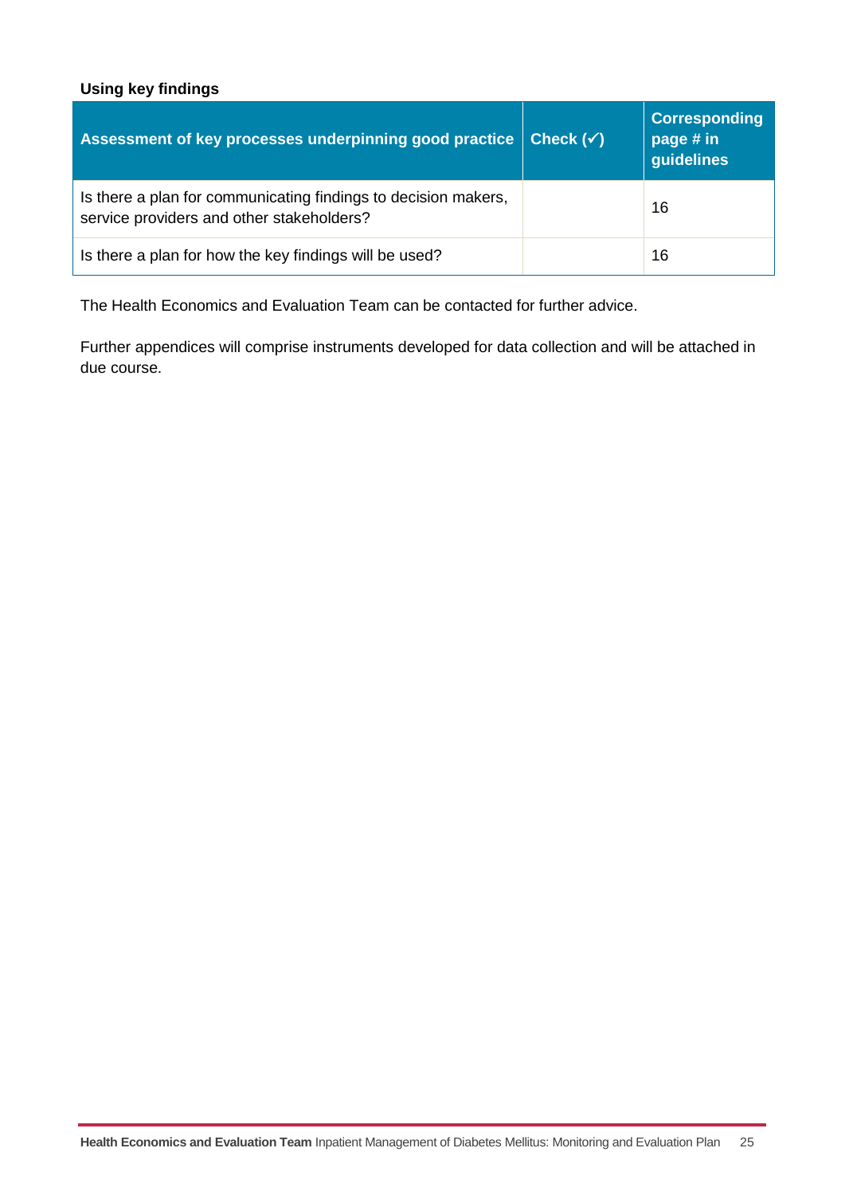**Using key findings**

| Assessment of key processes underpinning good practice | Check (✓) | Corresponding page # in guidelines |
|---|---|---|
| Is there a plan for communicating findings to decision makers, service providers and other stakeholders? | | 16 |
| Is there a plan for how the key findings will be used? | | 16 |

The Health Economics and Evaluation Team can be contacted for further advice.

Further appendices will comprise instruments developed for data collection and will be attached in due course.